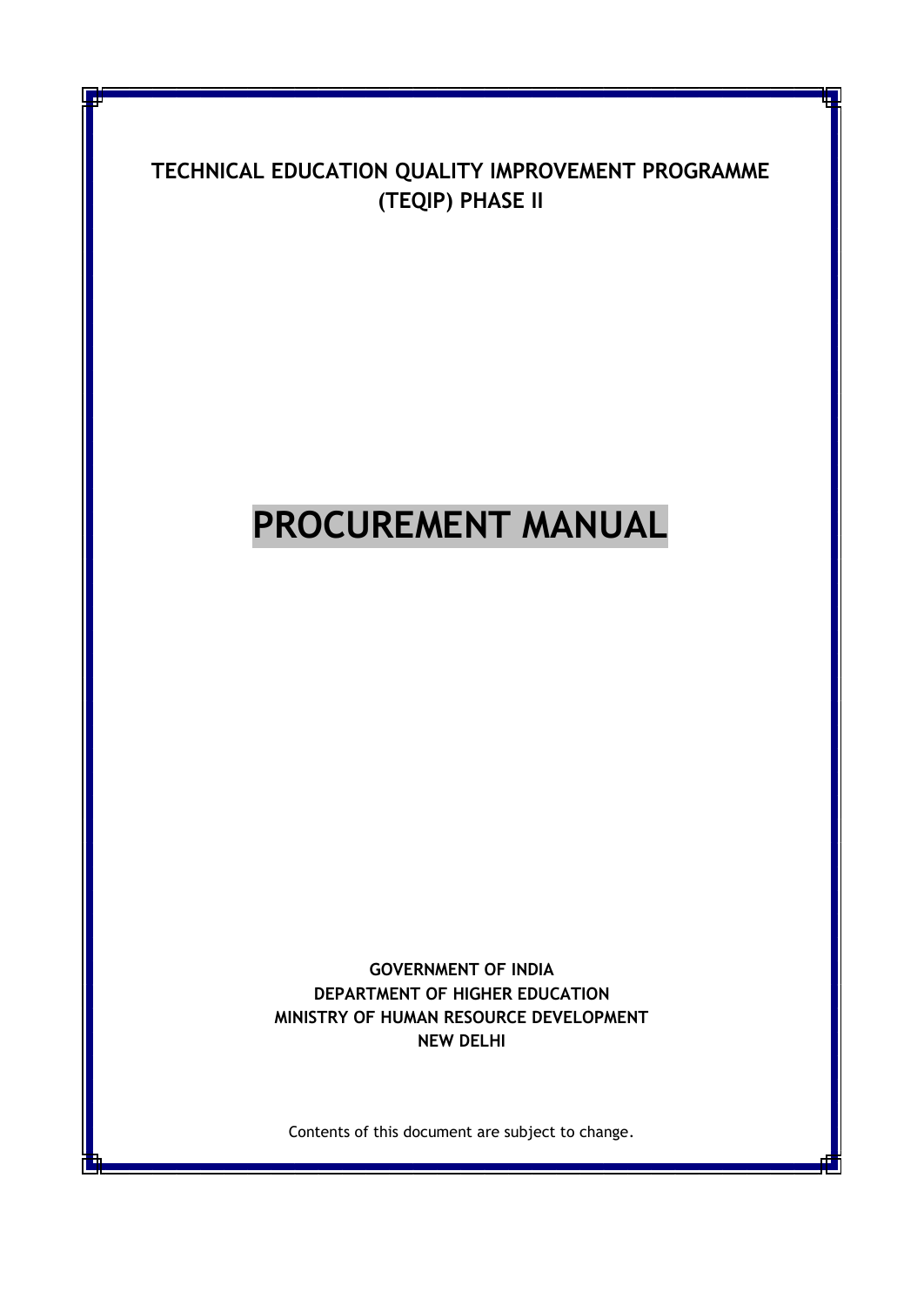**TECHNICAL EDUCATION QUALITY IMPROVEMENT PROGRAMME (TEQIP) PHASE II**

# PROCUREMENT MANUAL

**GOVERNMENT OF INDIA**
**DEPARTMENT OF HIGHER EDUCATION**
**MINISTRY OF HUMAN RESOURCE DEVELOPMENT**
**NEW DELHI**

Contents of this document are subject to change.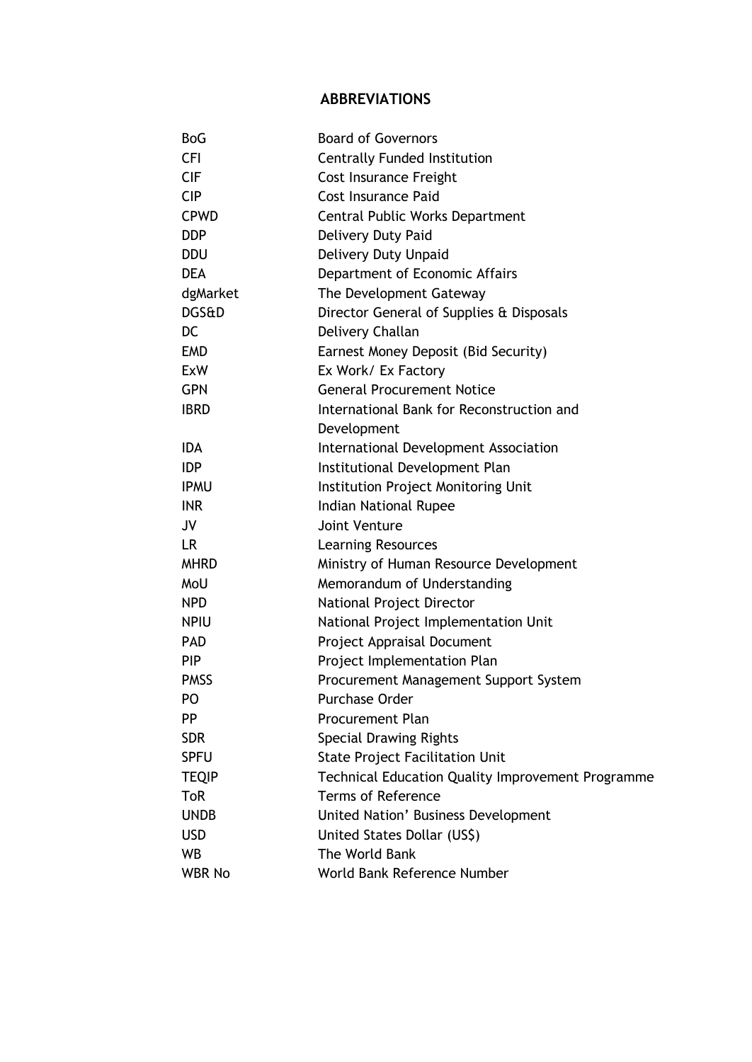## ABBREVIATIONS

| | |
|---|---|
| BoG | Board of Governors |
| CFI | Centrally Funded Institution |
| CIF | Cost Insurance Freight |
| CIP | Cost Insurance Paid |
| CPWD | Central Public Works Department |
| DDP | Delivery Duty Paid |
| DDU | Delivery Duty Unpaid |
| DEA | Department of Economic Affairs |
| dgMarket | The Development Gateway |
| DGS&D | Director General of Supplies & Disposals |
| DC | Delivery Challan |
| EMD | Earnest Money Deposit (Bid Security) |
| ExW | Ex Work/ Ex Factory |
| GPN | General Procurement Notice |
| IBRD | International Bank for Reconstruction and Development |
| IDA | International Development Association |
| IDP | Institutional Development Plan |
| IPMU | Institution Project Monitoring Unit |
| INR | Indian National Rupee |
| JV | Joint Venture |
| LR | Learning Resources |
| MHRD | Ministry of Human Resource Development |
| MoU | Memorandum of Understanding |
| NPD | National Project Director |
| NPIU | National Project Implementation Unit |
| PAD | Project Appraisal Document |
| PIP | Project Implementation Plan |
| PMSS | Procurement Management Support System |
| PO | Purchase Order |
| PP | Procurement Plan |
| SDR | Special Drawing Rights |
| SPFU | State Project Facilitation Unit |
| TEQIP | Technical Education Quality Improvement Programme |
| ToR | Terms of Reference |
| UNDB | United Nation' Business Development |
| USD | United States Dollar (US$) |
| WB | The World Bank |
| WBR No | World Bank Reference Number |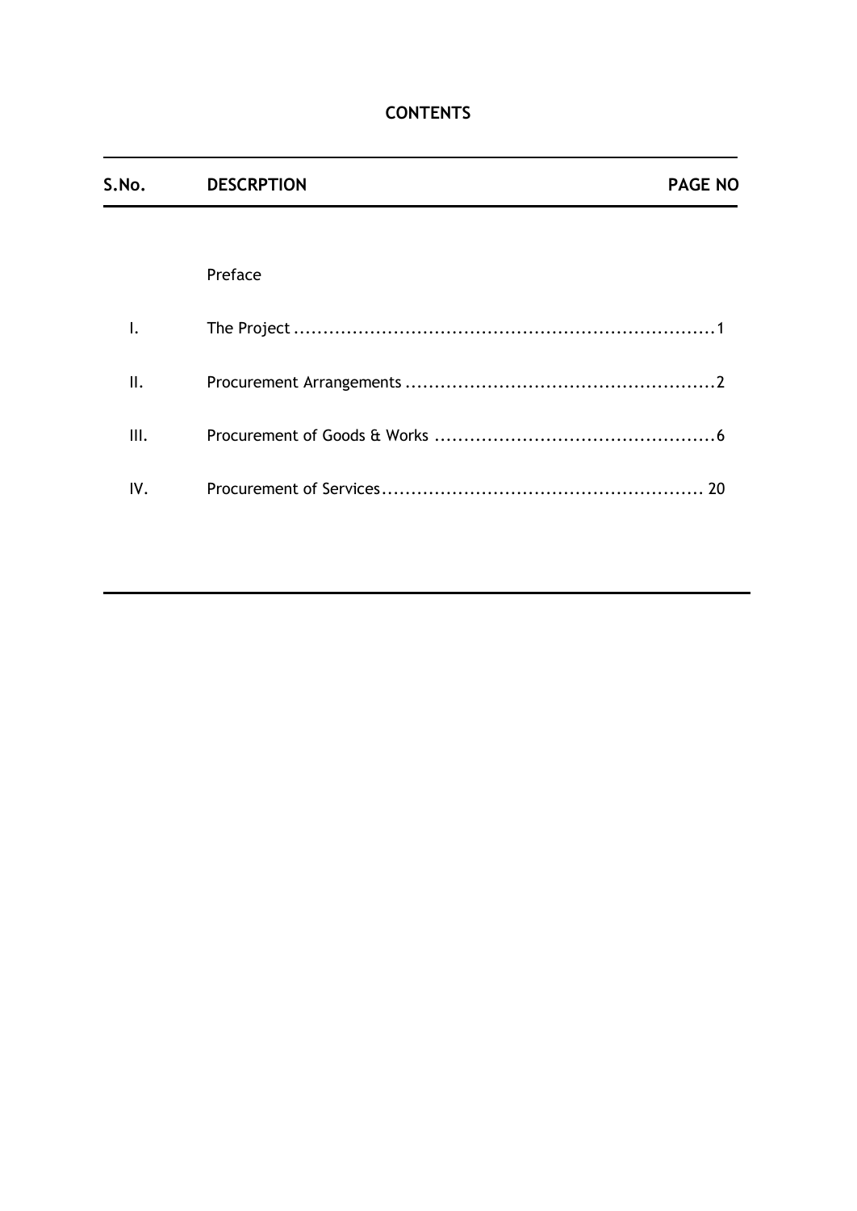# CONTENTS

| S.No. | DESCRPTION | PAGE NO |
|---|---|---|
| | Preface | |
| I. | The Project | 1 |
| II. | Procurement Arrangements | 2 |
| III. | Procurement of Goods & Works | 6 |
| IV. | Procurement of Services | 20 |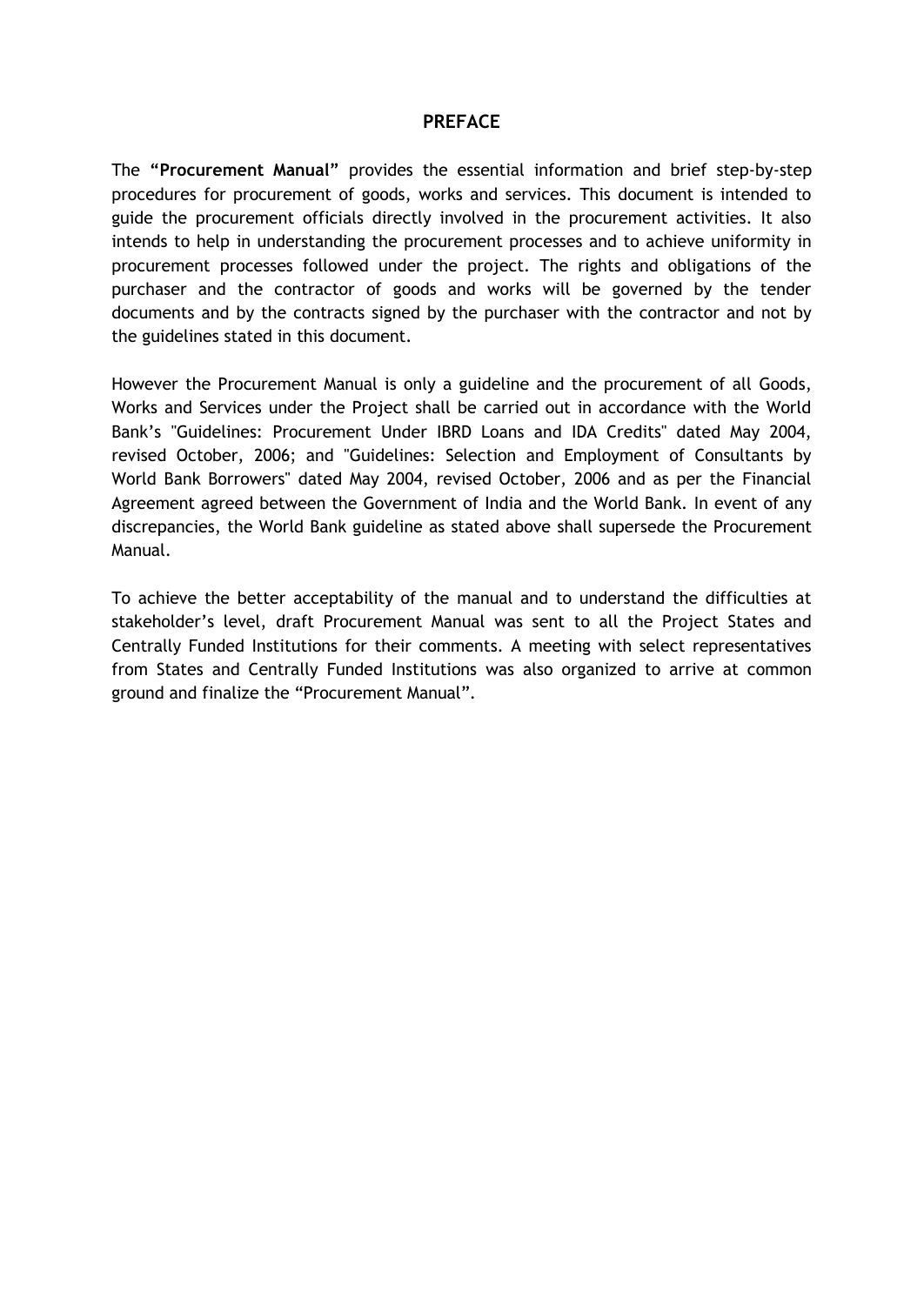# PREFACE

The **"Procurement Manual"** provides the essential information and brief step-by-step procedures for procurement of goods, works and services. This document is intended to guide the procurement officials directly involved in the procurement activities. It also intends to help in understanding the procurement processes and to achieve uniformity in procurement processes followed under the project. The rights and obligations of the purchaser and the contractor of goods and works will be governed by the tender documents and by the contracts signed by the purchaser with the contractor and not by the guidelines stated in this document.

However the Procurement Manual is only a guideline and the procurement of all Goods, Works and Services under the Project shall be carried out in accordance with the World Bank's "Guidelines: Procurement Under IBRD Loans and IDA Credits" dated May 2004, revised October, 2006; and "Guidelines: Selection and Employment of Consultants by World Bank Borrowers" dated May 2004, revised October, 2006 and as per the Financial Agreement agreed between the Government of India and the World Bank. In event of any discrepancies, the World Bank guideline as stated above shall supersede the Procurement Manual.

To achieve the better acceptability of the manual and to understand the difficulties at stakeholder's level, draft Procurement Manual was sent to all the Project States and Centrally Funded Institutions for their comments. A meeting with select representatives from States and Centrally Funded Institutions was also organized to arrive at common ground and finalize the "Procurement Manual".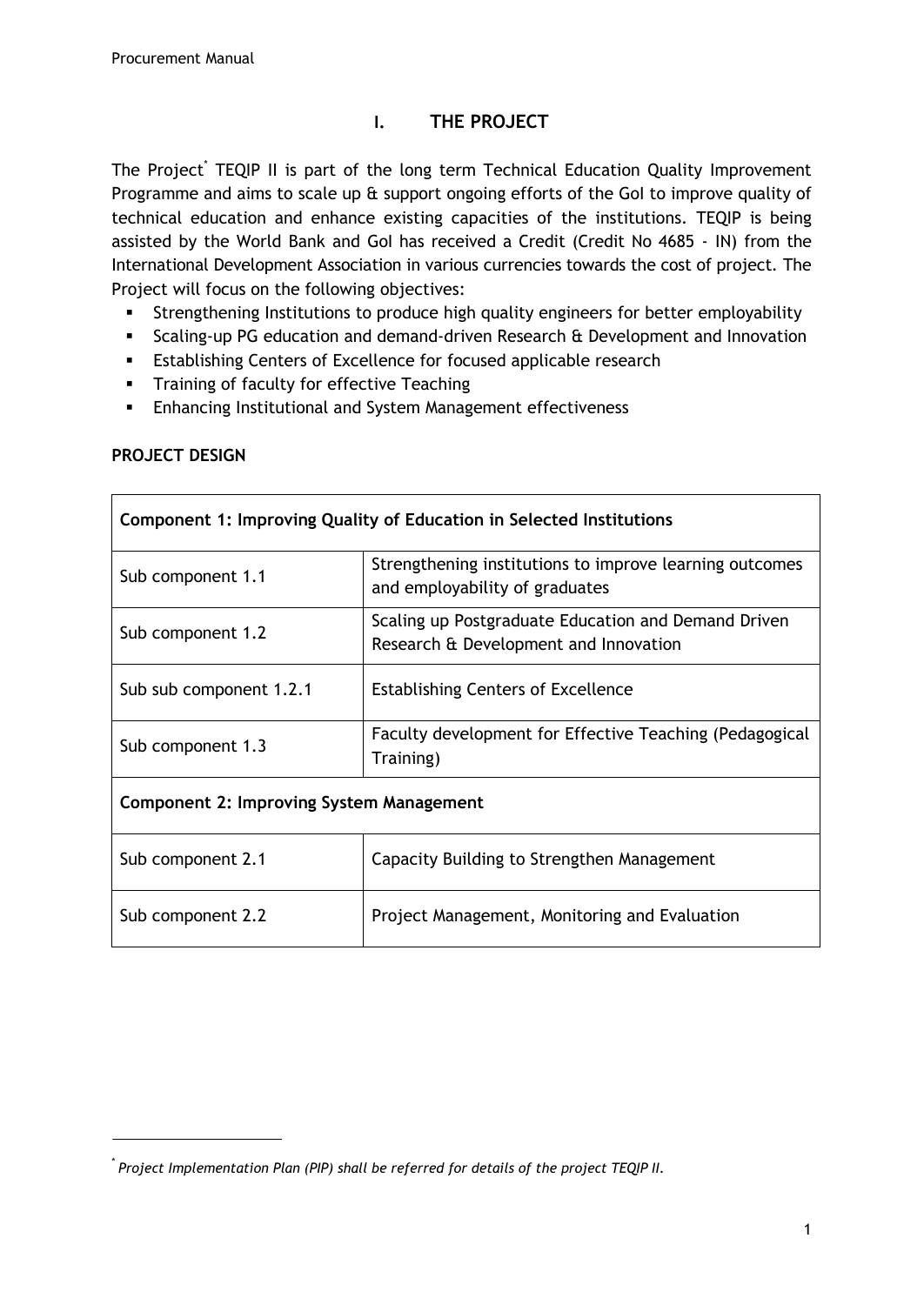# I. THE PROJECT

The Project[*] TEQIP II is part of the long term Technical Education Quality Improvement Programme and aims to scale up & support ongoing efforts of the GoI to improve quality of technical education and enhance existing capacities of the institutions. TEQIP is being assisted by the World Bank and GoI has received a Credit (Credit No 4685 - IN) from the International Development Association in various currencies towards the cost of project. The Project will focus on the following objectives:

- Strengthening Institutions to produce high quality engineers for better employability
- Scaling-up PG education and demand-driven Research & Development and Innovation
- Establishing Centers of Excellence for focused applicable research
- Training of faculty for effective Teaching
- Enhancing Institutional and System Management effectiveness

**PROJECT DESIGN**

| **Component 1: Improving Quality of Education in Selected Institutions** | |
|---|---|
| Sub component 1.1 | Strengthening institutions to improve learning outcomes and employability of graduates |
| Sub component 1.2 | Scaling up Postgraduate Education and Demand Driven Research & Development and Innovation |
| Sub sub component 1.2.1 | Establishing Centers of Excellence |
| Sub component 1.3 | Faculty development for Effective Teaching (Pedagogical Training) |
| **Component 2: Improving System Management** | |
| Sub component 2.1 | Capacity Building to Strengthen Management |
| Sub component 2.2 | Project Management, Monitoring and Evaluation |

[*] *Project Implementation Plan (PIP) shall be referred for details of the project TEQIP II.*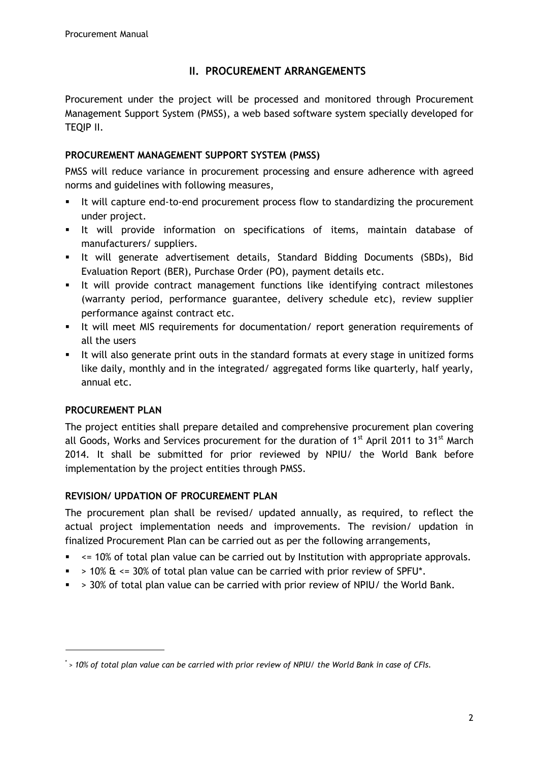## II. PROCUREMENT ARRANGEMENTS

Procurement under the project will be processed and monitored through Procurement Management Support System (PMSS), a web based software system specially developed for TEQIP II.

### PROCUREMENT MANAGEMENT SUPPORT SYSTEM (PMSS)

PMSS will reduce variance in procurement processing and ensure adherence with agreed norms and guidelines with following measures,

- It will capture end-to-end procurement process flow to standardizing the procurement under project.
- It will provide information on specifications of items, maintain database of manufacturers/ suppliers.
- It will generate advertisement details, Standard Bidding Documents (SBDs), Bid Evaluation Report (BER), Purchase Order (PO), payment details etc.
- It will provide contract management functions like identifying contract milestones (warranty period, performance guarantee, delivery schedule etc), review supplier performance against contract etc.
- It will meet MIS requirements for documentation/ report generation requirements of all the users
- It will also generate print outs in the standard formats at every stage in unitized forms like daily, monthly and in the integrated/ aggregated forms like quarterly, half yearly, annual etc.

### PROCUREMENT PLAN

The project entities shall prepare detailed and comprehensive procurement plan covering all Goods, Works and Services procurement for the duration of 1st April 2011 to 31st March 2014. It shall be submitted for prior reviewed by NPIU/ the World Bank before implementation by the project entities through PMSS.

### REVISION/ UPDATION OF PROCUREMENT PLAN

The procurement plan shall be revised/ updated annually, as required, to reflect the actual project implementation needs and improvements. The revision/ updation in finalized Procurement Plan can be carried out as per the following arrangements,

- <= 10% of total plan value can be carried out by Institution with appropriate approvals.
- > 10% & <= 30% of total plan value can be carried with prior review of SPFU*.
- > 30% of total plan value can be carried with prior review of NPIU/ the World Bank.

---

* *> 10% of total plan value can be carried with prior review of NPIU/ the World Bank in case of CFIs.*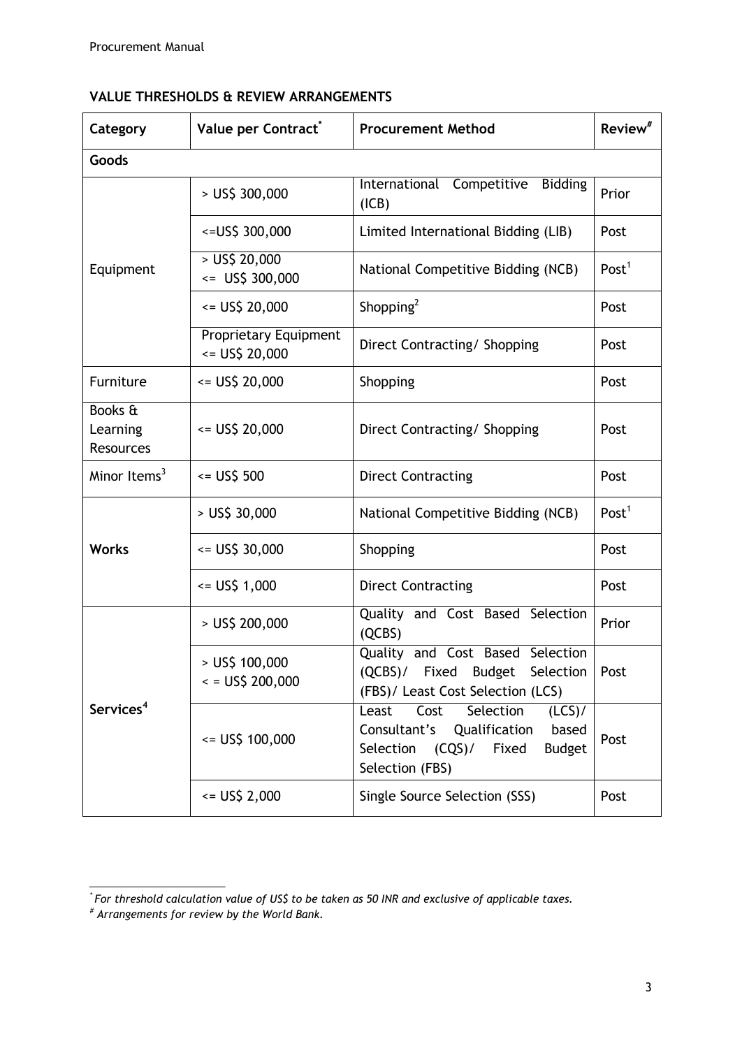**VALUE THRESHOLDS & REVIEW ARRANGEMENTS**

| Category | Value per Contract* | Procurement Method | Review# |
|---|---|---|---|
| **Goods** | | | |
| Equipment | > US$ 300,000 | International Competitive Bidding (ICB) | Prior |
| | <=US$ 300,000 | Limited International Bidding (LIB) | Post |
| | > US$ 20,000 <= US$ 300,000 | National Competitive Bidding (NCB) | Post[1] |
| | <= US$ 20,000 | Shopping[2] | Post |
| | Proprietary Equipment <= US$ 20,000 | Direct Contracting/ Shopping | Post |
| Furniture | <= US$ 20,000 | Shopping | Post |
| Books & Learning Resources | <= US$ 20,000 | Direct Contracting/ Shopping | Post |
| Minor Items[3] | <= US$ 500 | Direct Contracting | Post |
| **Works** | > US$ 30,000 | National Competitive Bidding (NCB) | Post[1] |
| | <= US$ 30,000 | Shopping | Post |
| | <= US$ 1,000 | Direct Contracting | Post |
| **Services[4]** | > US$ 200,000 | Quality and Cost Based Selection (QCBS) | Prior |
| | > US$ 100,000 < = US$ 200,000 | Quality and Cost Based Selection (QCBS)/ Fixed Budget Selection (FBS)/ Least Cost Selection (LCS) | Post |
| | <= US$ 100,000 | Least Cost Selection (LCS)/ Consultant's Qualification based Selection (CQS)/ Fixed Budget Selection (FBS) | Post |
| | <= US$ 2,000 | Single Source Selection (SSS) | Post |

*\* For threshold calculation value of US$ to be taken as 50 INR and exclusive of applicable taxes.*

*# Arrangements for review by the World Bank.*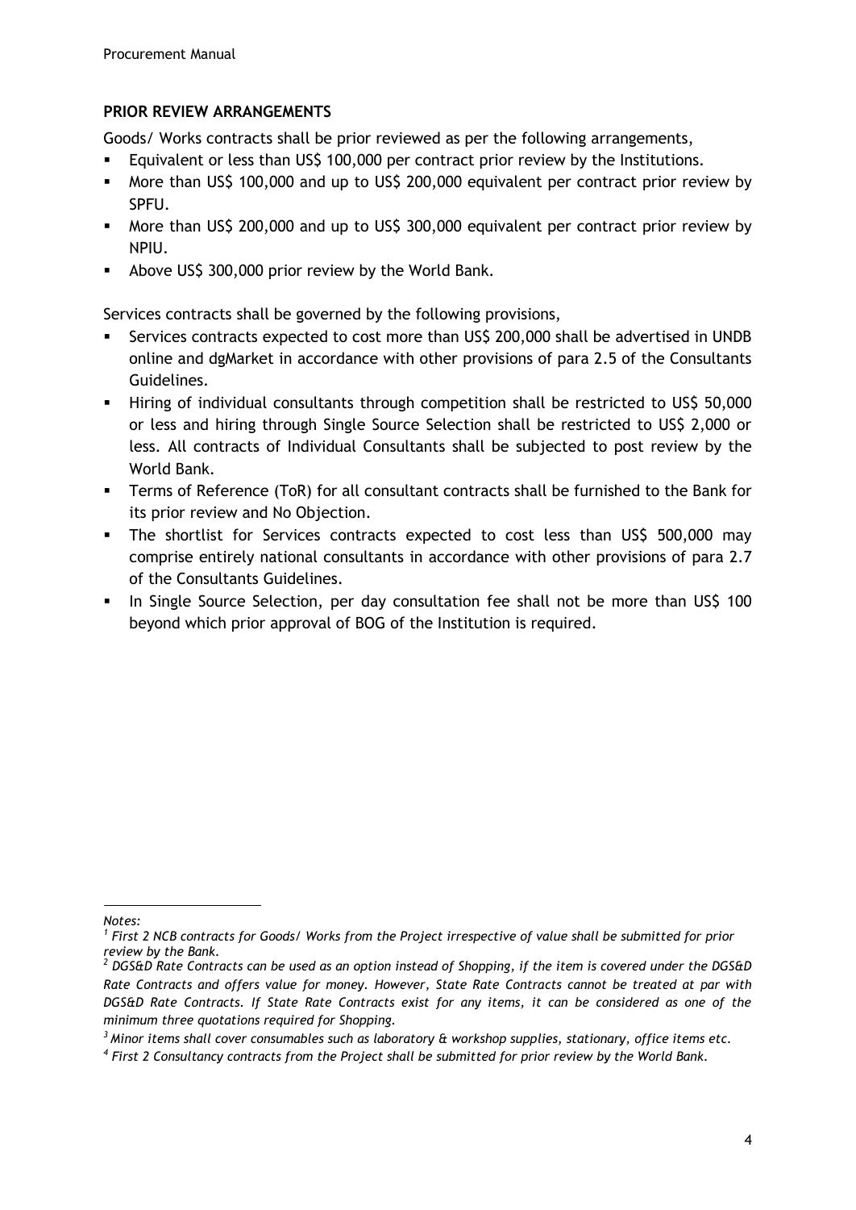**PRIOR REVIEW ARRANGEMENTS**

Goods/ Works contracts shall be prior reviewed as per the following arrangements,

- Equivalent or less than US$ 100,000 per contract prior review by the Institutions.
- More than US$ 100,000 and up to US$ 200,000 equivalent per contract prior review by SPFU.
- More than US$ 200,000 and up to US$ 300,000 equivalent per contract prior review by NPIU.
- Above US$ 300,000 prior review by the World Bank.

Services contracts shall be governed by the following provisions,

- Services contracts expected to cost more than US$ 200,000 shall be advertised in UNDB online and dgMarket in accordance with other provisions of para 2.5 of the Consultants Guidelines.
- Hiring of individual consultants through competition shall be restricted to US$ 50,000 or less and hiring through Single Source Selection shall be restricted to US$ 2,000 or less. All contracts of Individual Consultants shall be subjected to post review by the World Bank.
- Terms of Reference (ToR) for all consultant contracts shall be furnished to the Bank for its prior review and No Objection.
- The shortlist for Services contracts expected to cost less than US$ 500,000 may comprise entirely national consultants in accordance with other provisions of para 2.7 of the Consultants Guidelines.
- In Single Source Selection, per day consultation fee shall not be more than US$ 100 beyond which prior approval of BOG of the Institution is required.

---

*Notes:*

*[1] First 2 NCB contracts for Goods/ Works from the Project irrespective of value shall be submitted for prior review by the Bank.*

*[2] DGS&D Rate Contracts can be used as an option instead of Shopping, if the item is covered under the DGS&D Rate Contracts and offers value for money. However, State Rate Contracts cannot be treated at par with DGS&D Rate Contracts. If State Rate Contracts exist for any items, it can be considered as one of the minimum three quotations required for Shopping.*

*[3] Minor items shall cover consumables such as laboratory & workshop supplies, stationary, office items etc.*

*[4] First 2 Consultancy contracts from the Project shall be submitted for prior review by the World Bank.*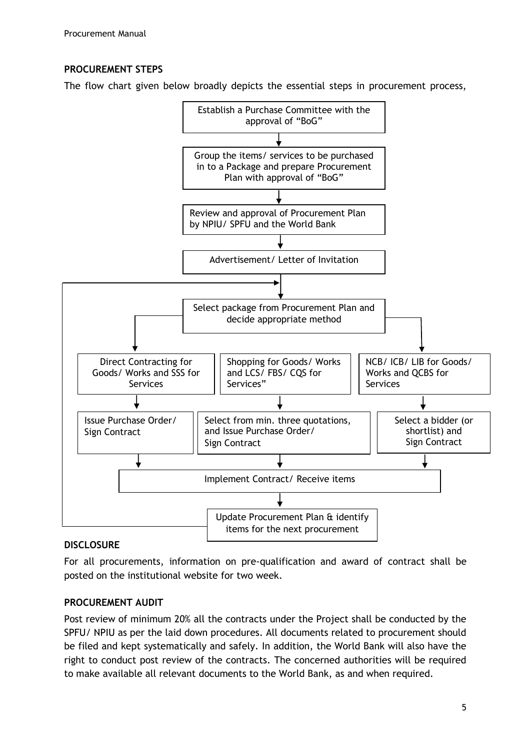## PROCUREMENT STEPS

The flow chart given below broadly depicts the essential steps in procurement process,

Establish a Purchase Committee with the approval of "BoG"

↓

Group the items/ services to be purchased in to a Package and prepare Procurement Plan with approval of "BoG"

↓

Review and approval of Procurement Plan by NPIU/ SPFU and the World Bank

↓

Advertisement/ Letter of Invitation

↓

Select package from Procurement Plan and decide appropriate method

↓

| Direct Contracting for Goods/ Works and SSS for Services | Shopping for Goods/ Works and LCS/ FBS/ CQS for Services" | NCB/ ICB/ LIB for Goods/ Works and QCBS for Services |
|---|---|---|
| Issue Purchase Order/ Sign Contract | Select from min. three quotations, and Issue Purchase Order/ Sign Contract | Select a bidder (or shortlist) and Sign Contract |

↓

Implement Contract/ Receive items

↓

Update Procurement Plan & identify items for the next procurement (→ returns to "Select package from Procurement Plan and decide appropriate method")

## DISCLOSURE

For all procurements, information on pre-qualification and award of contract shall be posted on the institutional website for two week.

## PROCUREMENT AUDIT

Post review of minimum 20% all the contracts under the Project shall be conducted by the SPFU/ NPIU as per the laid down procedures. All documents related to procurement should be filed and kept systematically and safely. In addition, the World Bank will also have the right to conduct post review of the contracts. The concerned authorities will be required to make available all relevant documents to the World Bank, as and when required.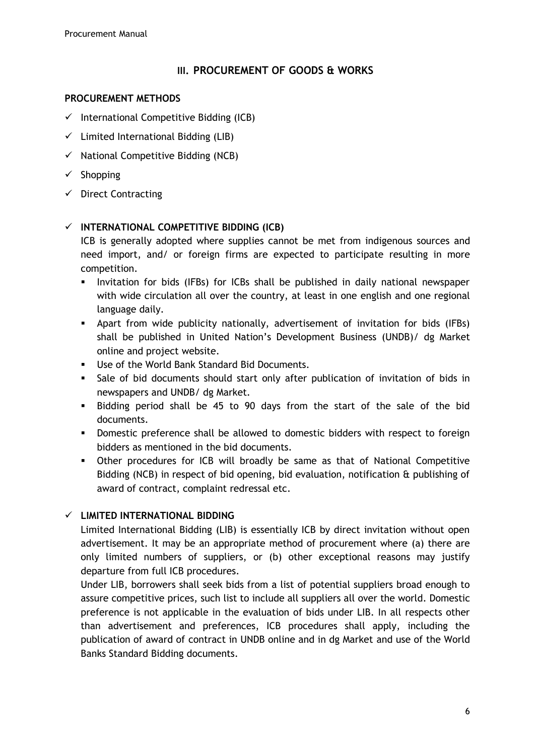## III. PROCUREMENT OF GOODS & WORKS

**PROCUREMENT METHODS**

- ✓ International Competitive Bidding (ICB)
- ✓ Limited International Bidding (LIB)
- ✓ National Competitive Bidding (NCB)
- ✓ Shopping
- ✓ Direct Contracting

### ✓ INTERNATIONAL COMPETITIVE BIDDING (ICB)

ICB is generally adopted where supplies cannot be met from indigenous sources and need import, and/ or foreign firms are expected to participate resulting in more competition.

- Invitation for bids (IFBs) for ICBs shall be published in daily national newspaper with wide circulation all over the country, at least in one english and one regional language daily.
- Apart from wide publicity nationally, advertisement of invitation for bids (IFBs) shall be published in United Nation's Development Business (UNDB)/ dg Market online and project website.
- Use of the World Bank Standard Bid Documents.
- Sale of bid documents should start only after publication of invitation of bids in newspapers and UNDB/ dg Market.
- Bidding period shall be 45 to 90 days from the start of the sale of the bid documents.
- Domestic preference shall be allowed to domestic bidders with respect to foreign bidders as mentioned in the bid documents.
- Other procedures for ICB will broadly be same as that of National Competitive Bidding (NCB) in respect of bid opening, bid evaluation, notification & publishing of award of contract, complaint redressal etc.

### ✓ LIMITED INTERNATIONAL BIDDING

Limited International Bidding (LIB) is essentially ICB by direct invitation without open advertisement. It may be an appropriate method of procurement where (a) there are only limited numbers of suppliers, or (b) other exceptional reasons may justify departure from full ICB procedures.

Under LIB, borrowers shall seek bids from a list of potential suppliers broad enough to assure competitive prices, such list to include all suppliers all over the world. Domestic preference is not applicable in the evaluation of bids under LIB. In all respects other than advertisement and preferences, ICB procedures shall apply, including the publication of award of contract in UNDB online and in dg Market and use of the World Banks Standard Bidding documents.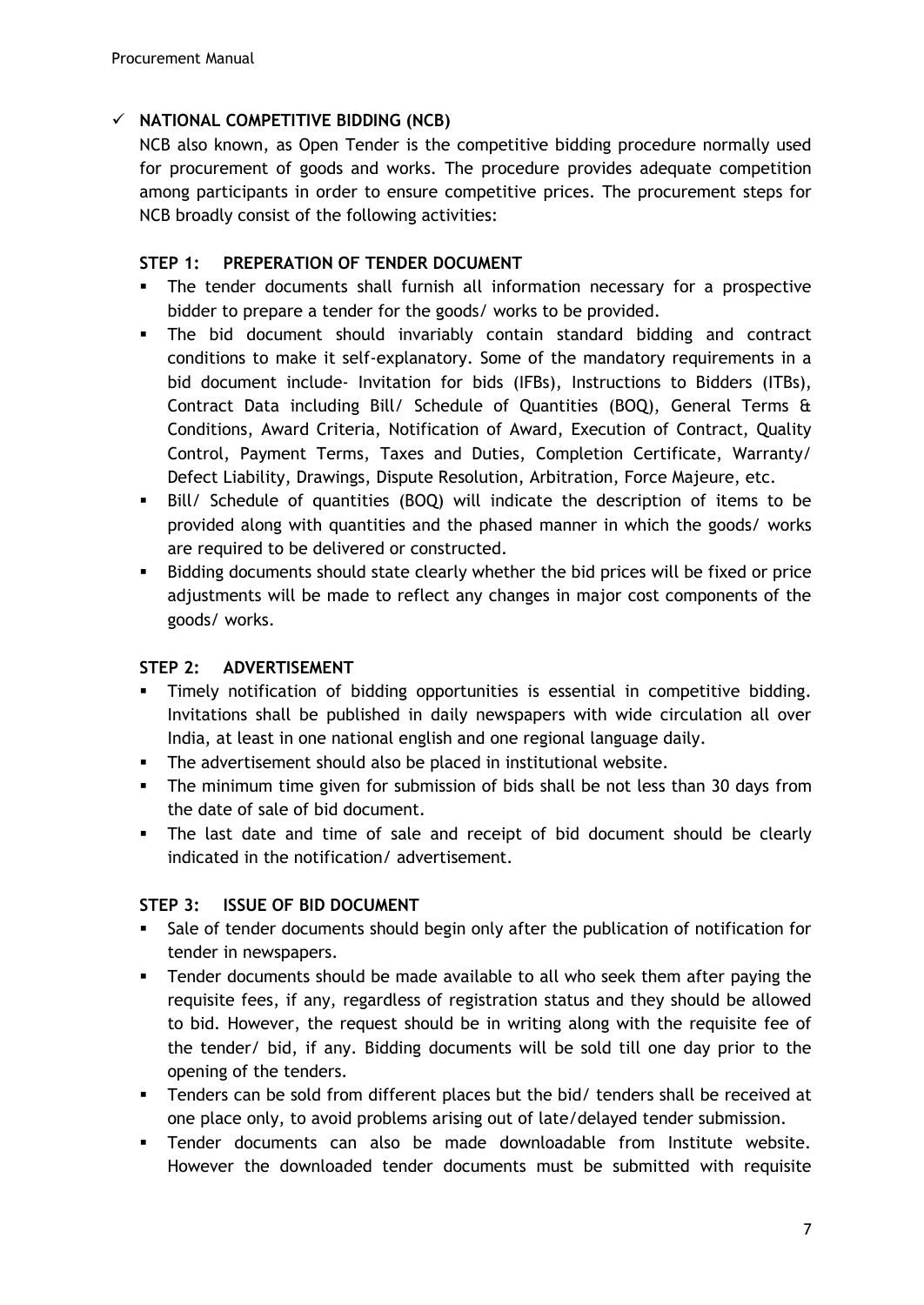## ✓ NATIONAL COMPETITIVE BIDDING (NCB)

NCB also known, as Open Tender is the competitive bidding procedure normally used for procurement of goods and works. The procedure provides adequate competition among participants in order to ensure competitive prices. The procurement steps for NCB broadly consist of the following activities:

### STEP 1: PREPERATION OF TENDER DOCUMENT

- The tender documents shall furnish all information necessary for a prospective bidder to prepare a tender for the goods/ works to be provided.
- The bid document should invariably contain standard bidding and contract conditions to make it self-explanatory. Some of the mandatory requirements in a bid document include- Invitation for bids (IFBs), Instructions to Bidders (ITBs), Contract Data including Bill/ Schedule of Quantities (BOQ), General Terms & Conditions, Award Criteria, Notification of Award, Execution of Contract, Quality Control, Payment Terms, Taxes and Duties, Completion Certificate, Warranty/ Defect Liability, Drawings, Dispute Resolution, Arbitration, Force Majeure, etc.
- Bill/ Schedule of quantities (BOQ) will indicate the description of items to be provided along with quantities and the phased manner in which the goods/ works are required to be delivered or constructed.
- Bidding documents should state clearly whether the bid prices will be fixed or price adjustments will be made to reflect any changes in major cost components of the goods/ works.

### STEP 2: ADVERTISEMENT

- Timely notification of bidding opportunities is essential in competitive bidding. Invitations shall be published in daily newspapers with wide circulation all over India, at least in one national english and one regional language daily.
- The advertisement should also be placed in institutional website.
- The minimum time given for submission of bids shall be not less than 30 days from the date of sale of bid document.
- The last date and time of sale and receipt of bid document should be clearly indicated in the notification/ advertisement.

### STEP 3: ISSUE OF BID DOCUMENT

- Sale of tender documents should begin only after the publication of notification for tender in newspapers.
- Tender documents should be made available to all who seek them after paying the requisite fees, if any, regardless of registration status and they should be allowed to bid. However, the request should be in writing along with the requisite fee of the tender/ bid, if any. Bidding documents will be sold till one day prior to the opening of the tenders.
- Tenders can be sold from different places but the bid/ tenders shall be received at one place only, to avoid problems arising out of late/delayed tender submission.
- Tender documents can also be made downloadable from Institute website. However the downloaded tender documents must be submitted with requisite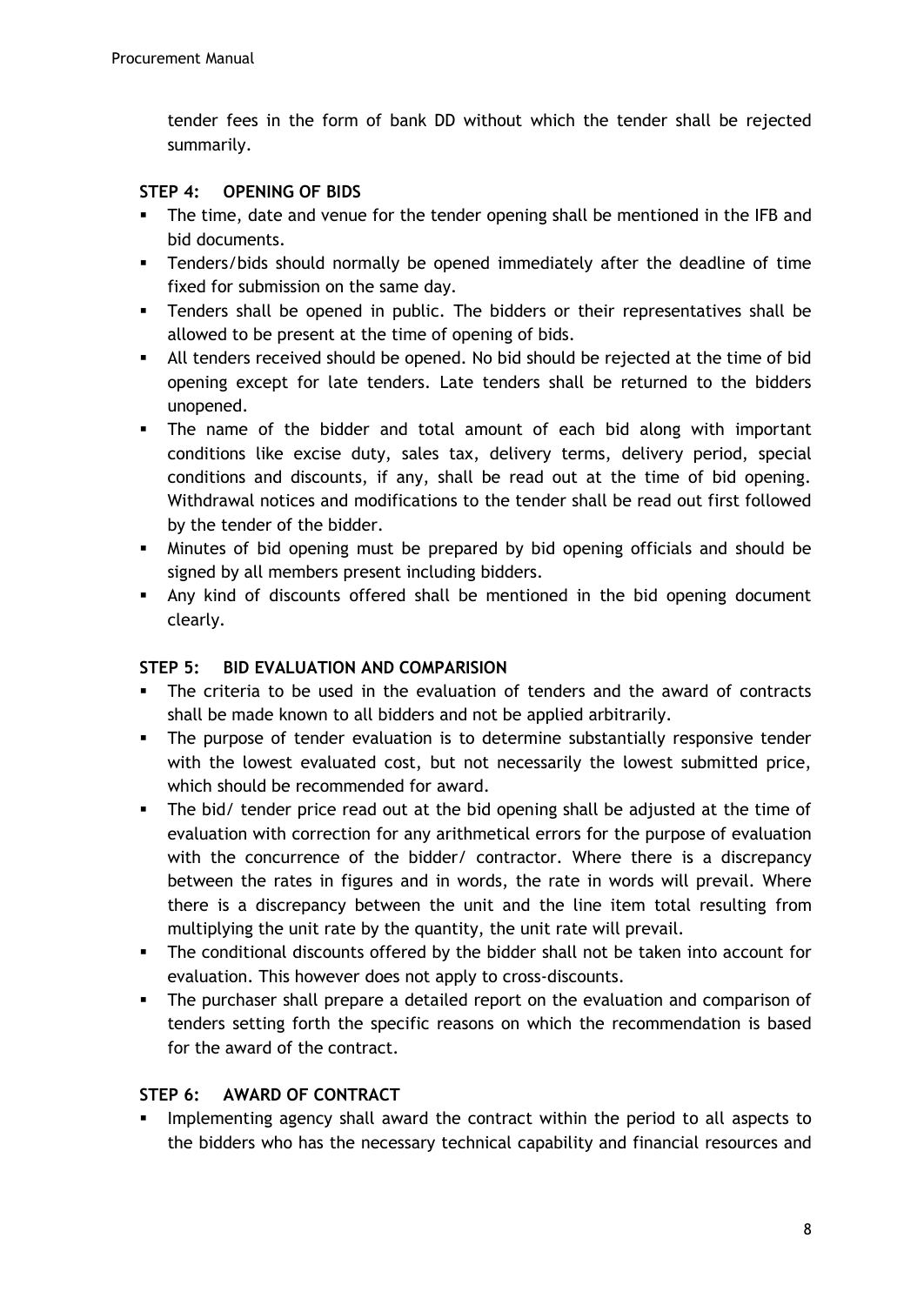tender fees in the form of bank DD without which the tender shall be rejected summarily.

### STEP 4: OPENING OF BIDS

- The time, date and venue for the tender opening shall be mentioned in the IFB and bid documents.
- Tenders/bids should normally be opened immediately after the deadline of time fixed for submission on the same day.
- Tenders shall be opened in public. The bidders or their representatives shall be allowed to be present at the time of opening of bids.
- All tenders received should be opened. No bid should be rejected at the time of bid opening except for late tenders. Late tenders shall be returned to the bidders unopened.
- The name of the bidder and total amount of each bid along with important conditions like excise duty, sales tax, delivery terms, delivery period, special conditions and discounts, if any, shall be read out at the time of bid opening. Withdrawal notices and modifications to the tender shall be read out first followed by the tender of the bidder.
- Minutes of bid opening must be prepared by bid opening officials and should be signed by all members present including bidders.
- Any kind of discounts offered shall be mentioned in the bid opening document clearly.

### STEP 5: BID EVALUATION AND COMPARISION

- The criteria to be used in the evaluation of tenders and the award of contracts shall be made known to all bidders and not be applied arbitrarily.
- The purpose of tender evaluation is to determine substantially responsive tender with the lowest evaluated cost, but not necessarily the lowest submitted price, which should be recommended for award.
- The bid/ tender price read out at the bid opening shall be adjusted at the time of evaluation with correction for any arithmetical errors for the purpose of evaluation with the concurrence of the bidder/ contractor. Where there is a discrepancy between the rates in figures and in words, the rate in words will prevail. Where there is a discrepancy between the unit and the line item total resulting from multiplying the unit rate by the quantity, the unit rate will prevail.
- The conditional discounts offered by the bidder shall not be taken into account for evaluation. This however does not apply to cross-discounts.
- The purchaser shall prepare a detailed report on the evaluation and comparison of tenders setting forth the specific reasons on which the recommendation is based for the award of the contract.

### STEP 6: AWARD OF CONTRACT

- Implementing agency shall award the contract within the period to all aspects to the bidders who has the necessary technical capability and financial resources and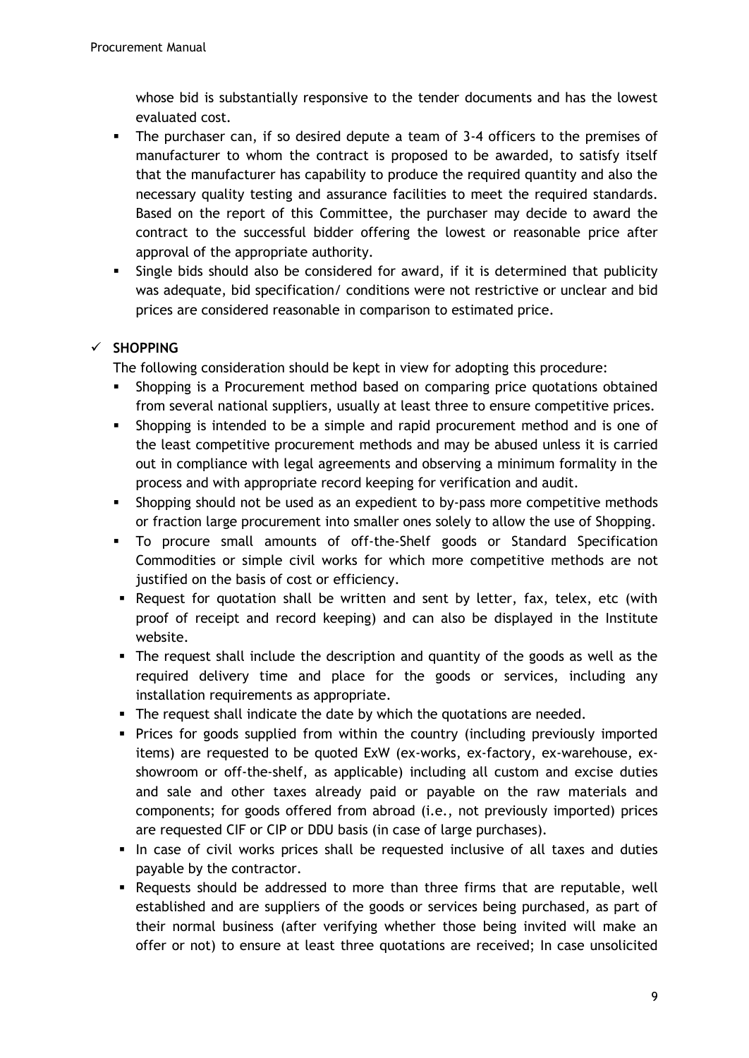whose bid is substantially responsive to the tender documents and has the lowest evaluated cost.

- The purchaser can, if so desired depute a team of 3-4 officers to the premises of manufacturer to whom the contract is proposed to be awarded, to satisfy itself that the manufacturer has capability to produce the required quantity and also the necessary quality testing and assurance facilities to meet the required standards. Based on the report of this Committee, the purchaser may decide to award the contract to the successful bidder offering the lowest or reasonable price after approval of the appropriate authority.
- Single bids should also be considered for award, if it is determined that publicity was adequate, bid specification/ conditions were not restrictive or unclear and bid prices are considered reasonable in comparison to estimated price.

✓ **SHOPPING**

The following consideration should be kept in view for adopting this procedure:

- Shopping is a Procurement method based on comparing price quotations obtained from several national suppliers, usually at least three to ensure competitive prices.
- Shopping is intended to be a simple and rapid procurement method and is one of the least competitive procurement methods and may be abused unless it is carried out in compliance with legal agreements and observing a minimum formality in the process and with appropriate record keeping for verification and audit.
- Shopping should not be used as an expedient to by-pass more competitive methods or fraction large procurement into smaller ones solely to allow the use of Shopping.
- To procure small amounts of off-the-Shelf goods or Standard Specification Commodities or simple civil works for which more competitive methods are not justified on the basis of cost or efficiency.
- Request for quotation shall be written and sent by letter, fax, telex, etc (with proof of receipt and record keeping) and can also be displayed in the Institute website.
- The request shall include the description and quantity of the goods as well as the required delivery time and place for the goods or services, including any installation requirements as appropriate.
- The request shall indicate the date by which the quotations are needed.
- Prices for goods supplied from within the country (including previously imported items) are requested to be quoted ExW (ex-works, ex-factory, ex-warehouse, ex-showroom or off-the-shelf, as applicable) including all custom and excise duties and sale and other taxes already paid or payable on the raw materials and components; for goods offered from abroad (i.e., not previously imported) prices are requested CIF or CIP or DDU basis (in case of large purchases).
- In case of civil works prices shall be requested inclusive of all taxes and duties payable by the contractor.
- Requests should be addressed to more than three firms that are reputable, well established and are suppliers of the goods or services being purchased, as part of their normal business (after verifying whether those being invited will make an offer or not) to ensure at least three quotations are received; In case unsolicited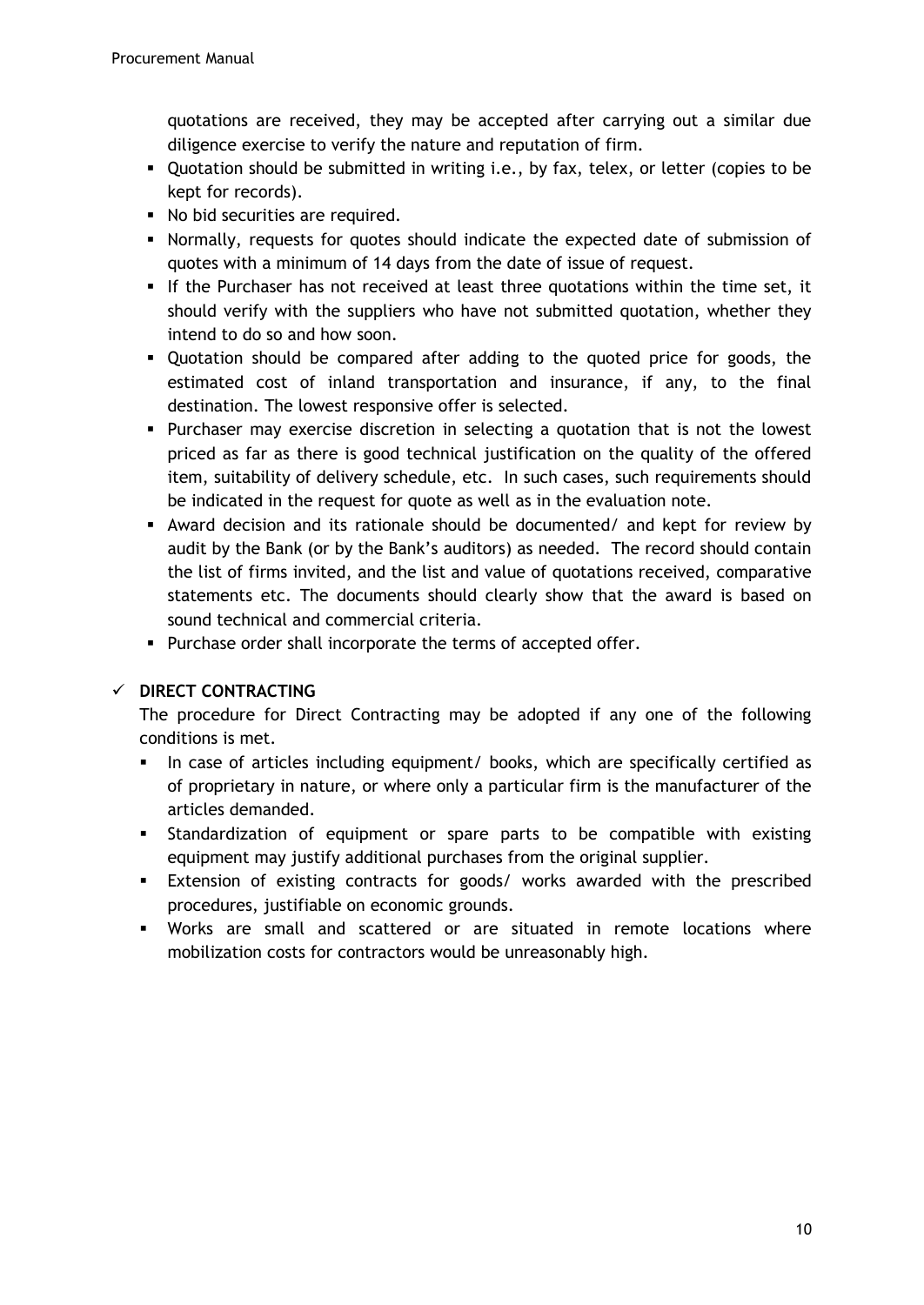quotations are received, they may be accepted after carrying out a similar due diligence exercise to verify the nature and reputation of firm.

- Quotation should be submitted in writing i.e., by fax, telex, or letter (copies to be kept for records).
- No bid securities are required.
- Normally, requests for quotes should indicate the expected date of submission of quotes with a minimum of 14 days from the date of issue of request.
- If the Purchaser has not received at least three quotations within the time set, it should verify with the suppliers who have not submitted quotation, whether they intend to do so and how soon.
- Quotation should be compared after adding to the quoted price for goods, the estimated cost of inland transportation and insurance, if any, to the final destination. The lowest responsive offer is selected.
- Purchaser may exercise discretion in selecting a quotation that is not the lowest priced as far as there is good technical justification on the quality of the offered item, suitability of delivery schedule, etc. In such cases, such requirements should be indicated in the request for quote as well as in the evaluation note.
- Award decision and its rationale should be documented/ and kept for review by audit by the Bank (or by the Bank's auditors) as needed. The record should contain the list of firms invited, and the list and value of quotations received, comparative statements etc. The documents should clearly show that the award is based on sound technical and commercial criteria.
- Purchase order shall incorporate the terms of accepted offer.

✓ **DIRECT CONTRACTING**

The procedure for Direct Contracting may be adopted if any one of the following conditions is met.

- In case of articles including equipment/ books, which are specifically certified as of proprietary in nature, or where only a particular firm is the manufacturer of the articles demanded.
- Standardization of equipment or spare parts to be compatible with existing equipment may justify additional purchases from the original supplier.
- Extension of existing contracts for goods/ works awarded with the prescribed procedures, justifiable on economic grounds.
- Works are small and scattered or are situated in remote locations where mobilization costs for contractors would be unreasonably high.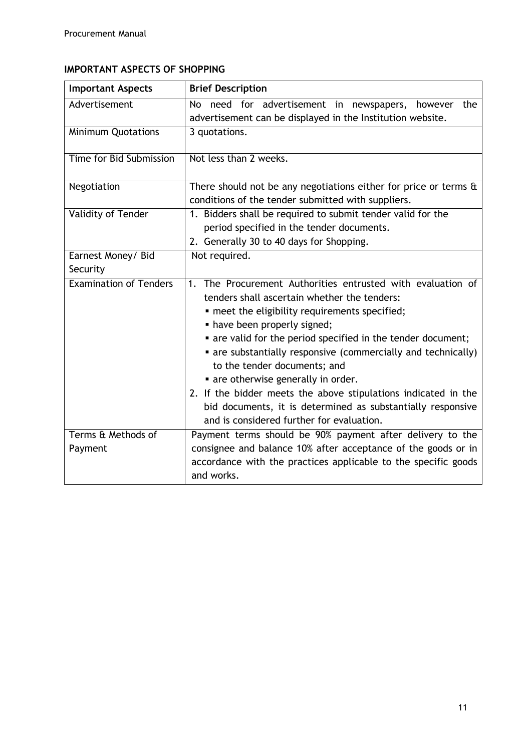**IMPORTANT ASPECTS OF SHOPPING**

| Important Aspects | Brief Description |
|---|---|
| Advertisement | No need for advertisement in newspapers, however the advertisement can be displayed in the Institution website. |
| Minimum Quotations | 3 quotations. |
| Time for Bid Submission | Not less than 2 weeks. |
| Negotiation | There should not be any negotiations either for price or terms & conditions of the tender submitted with suppliers. |
| Validity of Tender | 1. Bidders shall be required to submit tender valid for the period specified in the tender documents.<br>2. Generally 30 to 40 days for Shopping. |
| Earnest Money/ Bid Security | Not required. |
| Examination of Tenders | 1. The Procurement Authorities entrusted with evaluation of tenders shall ascertain whether the tenders:<br>▪ meet the eligibility requirements specified;<br>▪ have been properly signed;<br>▪ are valid for the period specified in the tender document;<br>▪ are substantially responsive (commercially and technically) to the tender documents; and<br>▪ are otherwise generally in order.<br>2. If the bidder meets the above stipulations indicated in the bid documents, it is determined as substantially responsive and is considered further for evaluation. |
| Terms & Methods of Payment | Payment terms should be 90% payment after delivery to the consignee and balance 10% after acceptance of the goods or in accordance with the practices applicable to the specific goods and works. |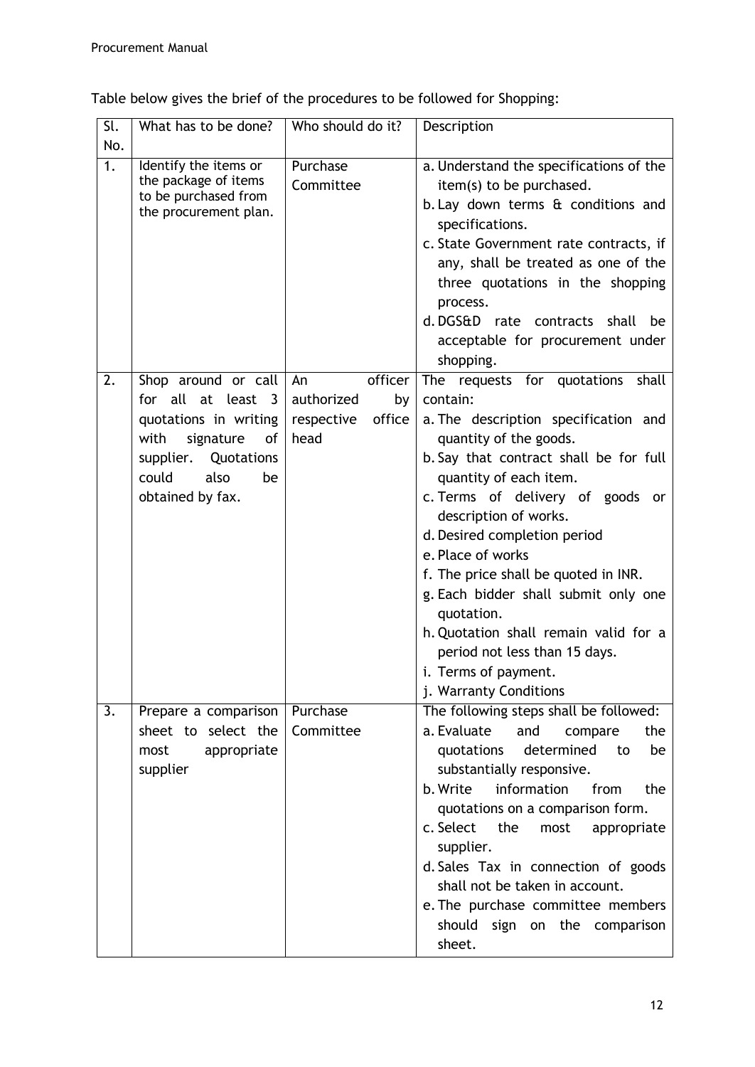Table below gives the brief of the procedures to be followed for Shopping:

| Sl. No. | What has to be done? | Who should do it? | Description |
|---|---|---|---|
| 1. | Identify the items or the package of items to be purchased from the procurement plan. | Purchase Committee | a. Understand the specifications of the item(s) to be purchased.<br>b. Lay down terms & conditions and specifications.<br>c. State Government rate contracts, if any, shall be treated as one of the three quotations in the shopping process.<br>d. DGS&D rate contracts shall be acceptable for procurement under shopping. |
| 2. | Shop around or call for all at least 3 quotations in writing with signature of supplier. Quotations could also be obtained by fax. | An officer authorized by respective office head | The requests for quotations shall contain:<br>a. The description specification and quantity of the goods.<br>b. Say that contract shall be for full quantity of each item.<br>c. Terms of delivery of goods or description of works.<br>d. Desired completion period<br>e. Place of works<br>f. The price shall be quoted in INR.<br>g. Each bidder shall submit only one quotation.<br>h. Quotation shall remain valid for a period not less than 15 days.<br>i. Terms of payment.<br>j. Warranty Conditions |
| 3. | Prepare a comparison sheet to select the most appropriate supplier | Purchase Committee | The following steps shall be followed:<br>a. Evaluate and compare the quotations determined to be substantially responsive.<br>b. Write information from the quotations on a comparison form.<br>c. Select the most appropriate supplier.<br>d. Sales Tax in connection of goods shall not be taken in account.<br>e. The purchase committee members should sign on the comparison sheet. |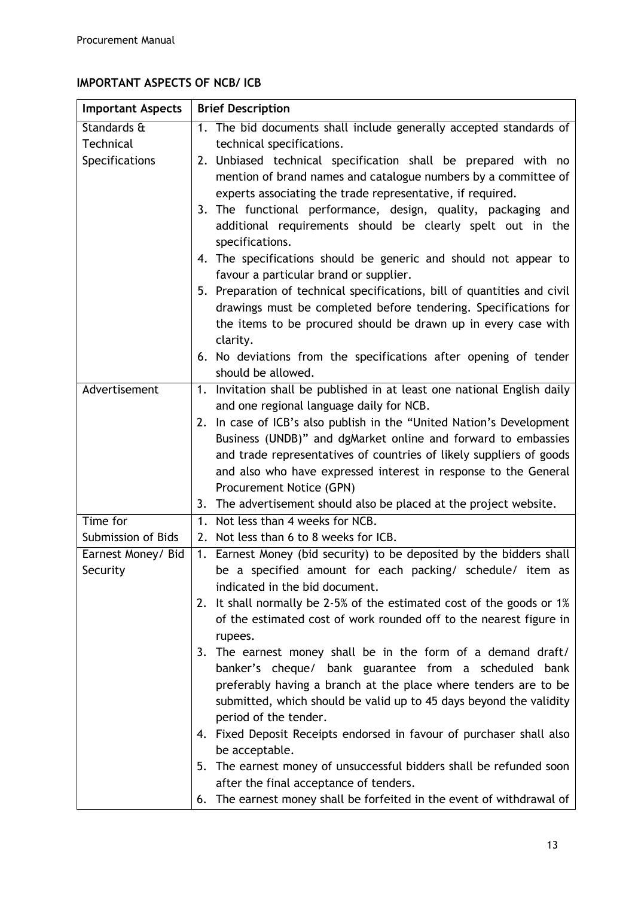## IMPORTANT ASPECTS OF NCB/ ICB

| Important Aspects | Brief Description |
|---|---|
| Standards & Technical Specifications | 1. The bid documents shall include generally accepted standards of technical specifications.<br>2. Unbiased technical specification shall be prepared with no mention of brand names and catalogue numbers by a committee of experts associating the trade representative, if required.<br>3. The functional performance, design, quality, packaging and additional requirements should be clearly spelt out in the specifications.<br>4. The specifications should be generic and should not appear to favour a particular brand or supplier.<br>5. Preparation of technical specifications, bill of quantities and civil drawings must be completed before tendering. Specifications for the items to be procured should be drawn up in every case with clarity.<br>6. No deviations from the specifications after opening of tender should be allowed. |
| Advertisement | 1. Invitation shall be published in at least one national English daily and one regional language daily for NCB.<br>2. In case of ICB's also publish in the "United Nation's Development Business (UNDB)" and dgMarket online and forward to embassies and trade representatives of countries of likely suppliers of goods and also who have expressed interest in response to the General Procurement Notice (GPN)<br>3. The advertisement should also be placed at the project website. |
| Time for Submission of Bids | 1. Not less than 4 weeks for NCB.<br>2. Not less than 6 to 8 weeks for ICB. |
| Earnest Money/ Bid Security | 1. Earnest Money (bid security) to be deposited by the bidders shall be a specified amount for each packing/ schedule/ item as indicated in the bid document.<br>2. It shall normally be 2-5% of the estimated cost of the goods or 1% of the estimated cost of work rounded off to the nearest figure in rupees.<br>3. The earnest money shall be in the form of a demand draft/ banker's cheque/ bank guarantee from a scheduled bank preferably having a branch at the place where tenders are to be submitted, which should be valid up to 45 days beyond the validity period of the tender.<br>4. Fixed Deposit Receipts endorsed in favour of purchaser shall also be acceptable.<br>5. The earnest money of unsuccessful bidders shall be refunded soon after the final acceptance of tenders.<br>6. The earnest money shall be forfeited in the event of withdrawal of |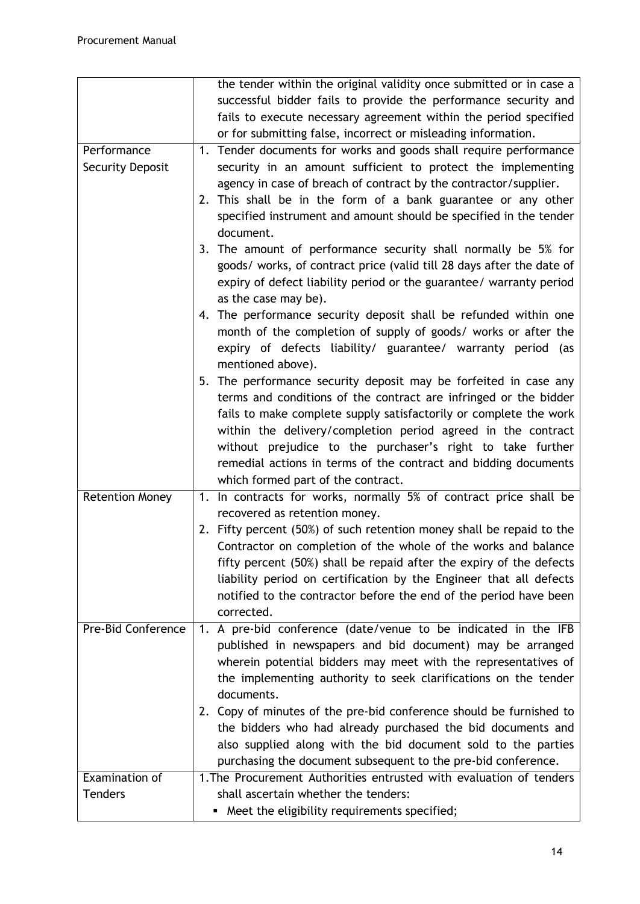| | |
|---|---|
| | the tender within the original validity once submitted or in case a successful bidder fails to provide the performance security and fails to execute necessary agreement within the period specified or for submitting false, incorrect or misleading information. |
| Performance Security Deposit | 1. Tender documents for works and goods shall require performance security in an amount sufficient to protect the implementing agency in case of breach of contract by the contractor/supplier.<br>2. This shall be in the form of a bank guarantee or any other specified instrument and amount should be specified in the tender document.<br>3. The amount of performance security shall normally be 5% for goods/ works, of contract price (valid till 28 days after the date of expiry of defect liability period or the guarantee/ warranty period as the case may be).<br>4. The performance security deposit shall be refunded within one month of the completion of supply of goods/ works or after the expiry of defects liability/ guarantee/ warranty period (as mentioned above).<br>5. The performance security deposit may be forfeited in case any terms and conditions of the contract are infringed or the bidder fails to make complete supply satisfactorily or complete the work within the delivery/completion period agreed in the contract without prejudice to the purchaser's right to take further remedial actions in terms of the contract and bidding documents which formed part of the contract. |
| Retention Money | 1. In contracts for works, normally 5% of contract price shall be recovered as retention money.<br>2. Fifty percent (50%) of such retention money shall be repaid to the Contractor on completion of the whole of the works and balance fifty percent (50%) shall be repaid after the expiry of the defects liability period on certification by the Engineer that all defects notified to the contractor before the end of the period have been corrected. |
| Pre-Bid Conference | 1. A pre-bid conference (date/venue to be indicated in the IFB published in newspapers and bid document) may be arranged wherein potential bidders may meet with the representatives of the implementing authority to seek clarifications on the tender documents.<br>2. Copy of minutes of the pre-bid conference should be furnished to the bidders who had already purchased the bid documents and also supplied along with the bid document sold to the parties purchasing the document subsequent to the pre-bid conference. |
| Examination of Tenders | 1. The Procurement Authorities entrusted with evaluation of tenders shall ascertain whether the tenders:<br>▪ Meet the eligibility requirements specified; |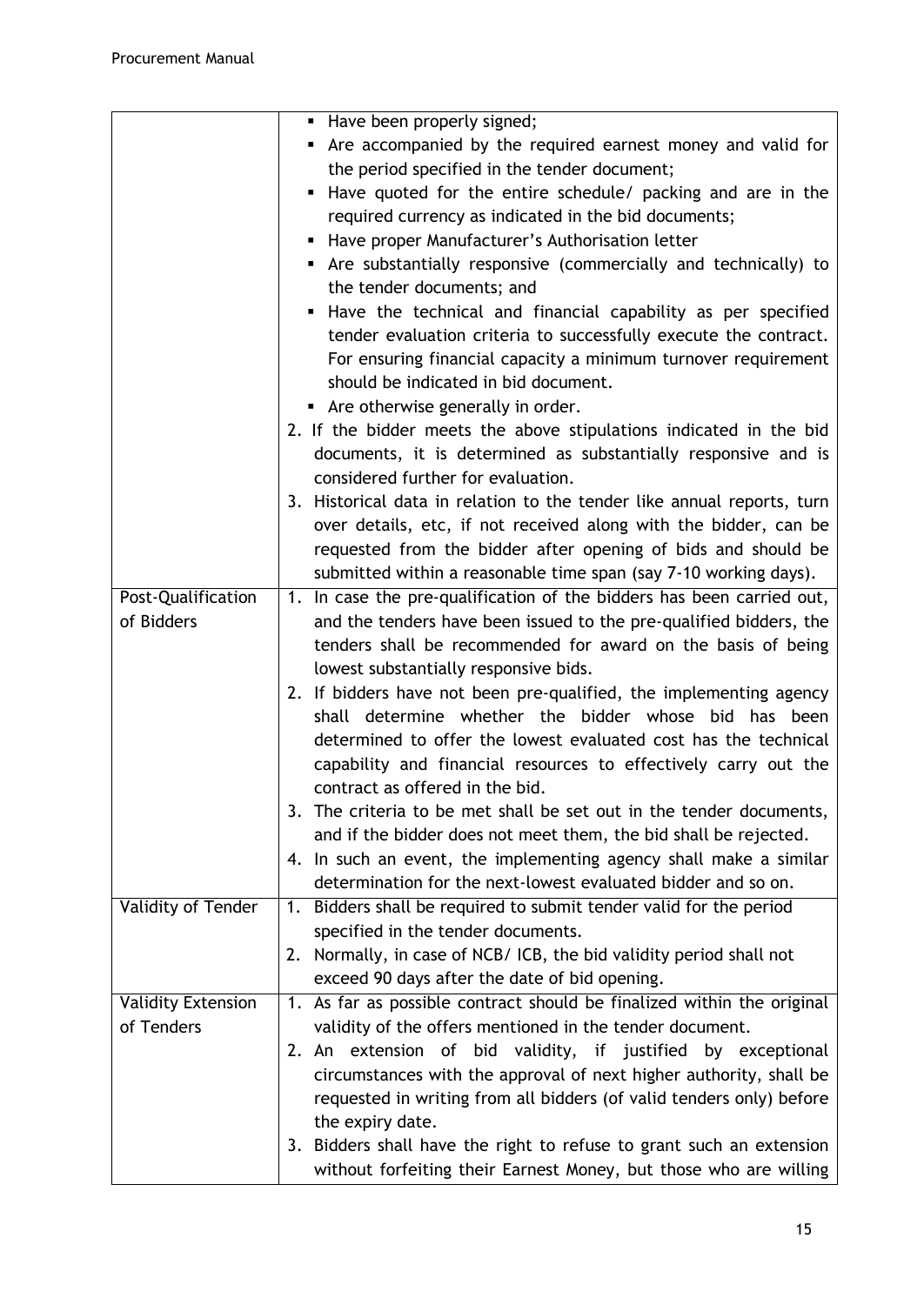| | |
|---|---|
| | ▪ Have been properly signed;<br>▪ Are accompanied by the required earnest money and valid for the period specified in the tender document;<br>▪ Have quoted for the entire schedule/ packing and are in the required currency as indicated in the bid documents;<br>▪ Have proper Manufacturer's Authorisation letter<br>▪ Are substantially responsive (commercially and technically) to the tender documents; and<br>▪ Have the technical and financial capability as per specified tender evaluation criteria to successfully execute the contract. For ensuring financial capacity a minimum turnover requirement should be indicated in bid document.<br>▪ Are otherwise generally in order.<br>2. If the bidder meets the above stipulations indicated in the bid documents, it is determined as substantially responsive and is considered further for evaluation.<br>3. Historical data in relation to the tender like annual reports, turn over details, etc, if not received along with the bidder, can be requested from the bidder after opening of bids and should be submitted within a reasonable time span (say 7-10 working days). |
| Post-Qualification of Bidders | 1. In case the pre-qualification of the bidders has been carried out, and the tenders have been issued to the pre-qualified bidders, the tenders shall be recommended for award on the basis of being lowest substantially responsive bids.<br>2. If bidders have not been pre-qualified, the implementing agency shall determine whether the bidder whose bid has been determined to offer the lowest evaluated cost has the technical capability and financial resources to effectively carry out the contract as offered in the bid.<br>3. The criteria to be met shall be set out in the tender documents, and if the bidder does not meet them, the bid shall be rejected.<br>4. In such an event, the implementing agency shall make a similar determination for the next-lowest evaluated bidder and so on. |
| Validity of Tender | 1. Bidders shall be required to submit tender valid for the period specified in the tender documents.<br>2. Normally, in case of NCB/ ICB, the bid validity period shall not exceed 90 days after the date of bid opening. |
| Validity Extension of Tenders | 1. As far as possible contract should be finalized within the original validity of the offers mentioned in the tender document.<br>2. An extension of bid validity, if justified by exceptional circumstances with the approval of next higher authority, shall be requested in writing from all bidders (of valid tenders only) before the expiry date.<br>3. Bidders shall have the right to refuse to grant such an extension without forfeiting their Earnest Money, but those who are willing |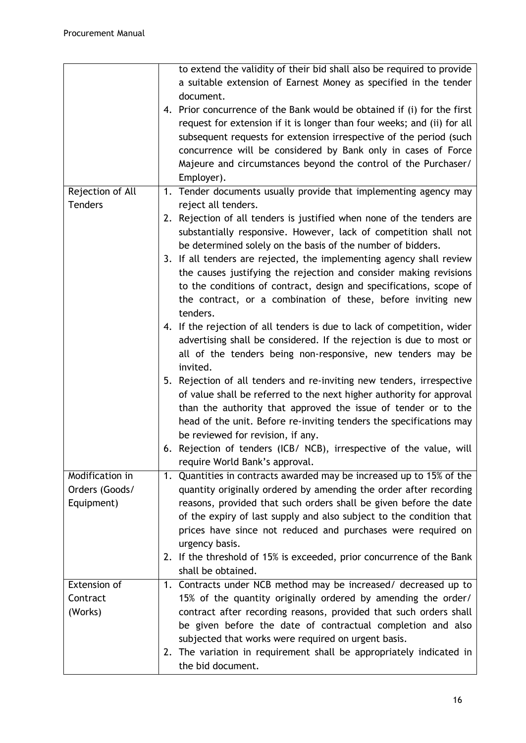| | |
|---|---|
| | to extend the validity of their bid shall also be required to provide a suitable extension of Earnest Money as specified in the tender document.<br>4. Prior concurrence of the Bank would be obtained if (i) for the first request for extension if it is longer than four weeks; and (ii) for all subsequent requests for extension irrespective of the period (such concurrence will be considered by Bank only in cases of Force Majeure and circumstances beyond the control of the Purchaser/ Employer). |
| Rejection of All Tenders | 1. Tender documents usually provide that implementing agency may reject all tenders.<br>2. Rejection of all tenders is justified when none of the tenders are substantially responsive. However, lack of competition shall not be determined solely on the basis of the number of bidders.<br>3. If all tenders are rejected, the implementing agency shall review the causes justifying the rejection and consider making revisions to the conditions of contract, design and specifications, scope of the contract, or a combination of these, before inviting new tenders.<br>4. If the rejection of all tenders is due to lack of competition, wider advertising shall be considered. If the rejection is due to most or all of the tenders being non-responsive, new tenders may be invited.<br>5. Rejection of all tenders and re-inviting new tenders, irrespective of value shall be referred to the next higher authority for approval than the authority that approved the issue of tender or to the head of the unit. Before re-inviting tenders the specifications may be reviewed for revision, if any.<br>6. Rejection of tenders (ICB/ NCB), irrespective of the value, will require World Bank's approval. |
| Modification in Orders (Goods/ Equipment) | 1. Quantities in contracts awarded may be increased up to 15% of the quantity originally ordered by amending the order after recording reasons, provided that such orders shall be given before the date of the expiry of last supply and also subject to the condition that prices have since not reduced and purchases were required on urgency basis.<br>2. If the threshold of 15% is exceeded, prior concurrence of the Bank shall be obtained. |
| Extension of Contract (Works) | 1. Contracts under NCB method may be increased/ decreased up to 15% of the quantity originally ordered by amending the order/ contract after recording reasons, provided that such orders shall be given before the date of contractual completion and also subjected that works were required on urgent basis.<br>2. The variation in requirement shall be appropriately indicated in the bid document. |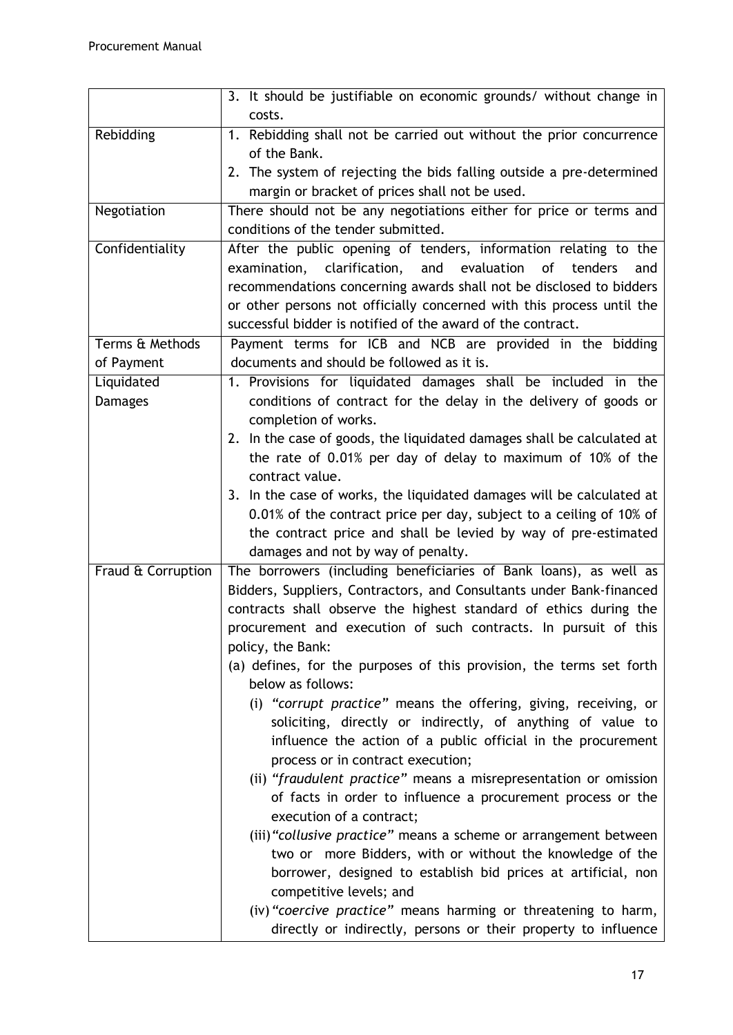| | |
|---|---|
| | 3. It should be justifiable on economic grounds/ without change in costs. |
| Rebidding | 1. Rebidding shall not be carried out without the prior concurrence of the Bank.<br>2. The system of rejecting the bids falling outside a pre-determined margin or bracket of prices shall not be used. |
| Negotiation | There should not be any negotiations either for price or terms and conditions of the tender submitted. |
| Confidentiality | After the public opening of tenders, information relating to the examination, clarification, and evaluation of tenders and recommendations concerning awards shall not be disclosed to bidders or other persons not officially concerned with this process until the successful bidder is notified of the award of the contract. |
| Terms & Methods of Payment | Payment terms for ICB and NCB are provided in the bidding documents and should be followed as it is. |
| Liquidated Damages | 1. Provisions for liquidated damages shall be included in the conditions of contract for the delay in the delivery of goods or completion of works.<br>2. In the case of goods, the liquidated damages shall be calculated at the rate of 0.01% per day of delay to maximum of 10% of the contract value.<br>3. In the case of works, the liquidated damages will be calculated at 0.01% of the contract price per day, subject to a ceiling of 10% of the contract price and shall be levied by way of pre-estimated damages and not by way of penalty. |
| Fraud & Corruption | The borrowers (including beneficiaries of Bank loans), as well as Bidders, Suppliers, Contractors, and Consultants under Bank-financed contracts shall observe the highest standard of ethics during the procurement and execution of such contracts. In pursuit of this policy, the Bank:<br>(a) defines, for the purposes of this provision, the terms set forth below as follows:<br>(i) *"corrupt practice"* means the offering, giving, receiving, or soliciting, directly or indirectly, of anything of value to influence the action of a public official in the procurement process or in contract execution;<br>(ii) *"fraudulent practice"* means a misrepresentation or omission of facts in order to influence a procurement process or the execution of a contract;<br>(iii) *"collusive practice"* means a scheme or arrangement between two or more Bidders, with or without the knowledge of the borrower, designed to establish bid prices at artificial, non competitive levels; and<br>(iv) *"coercive practice"* means harming or threatening to harm, directly or indirectly, persons or their property to influence |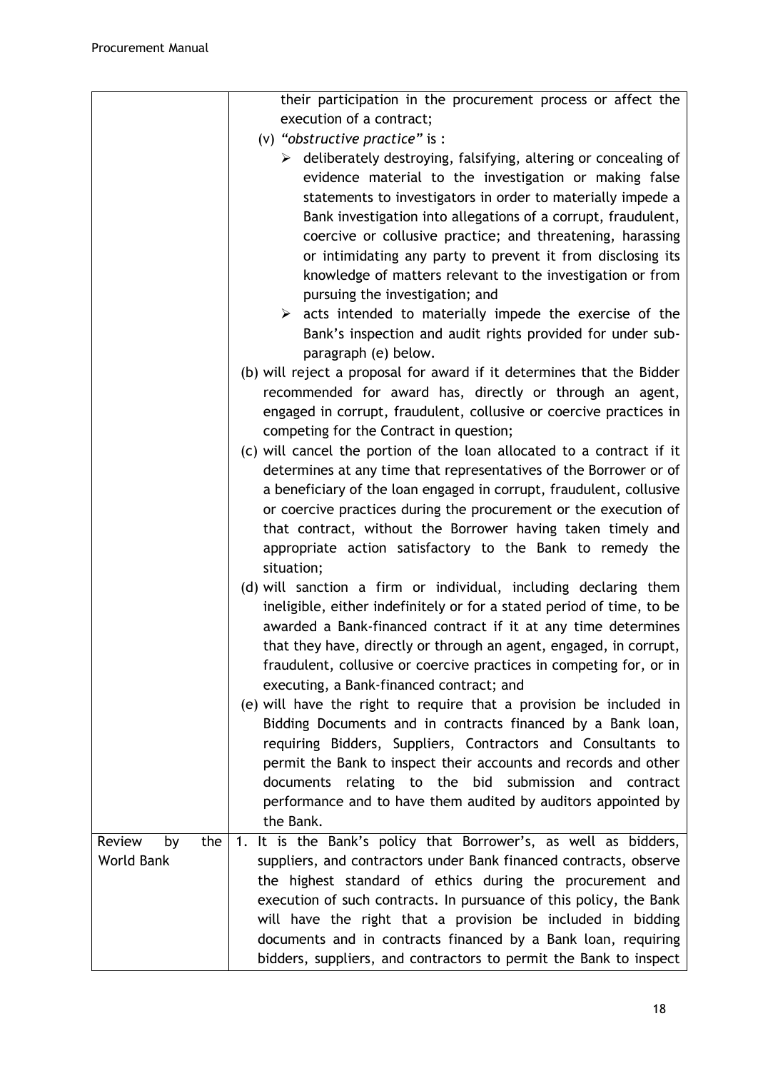| | |
|---|---|
| | their participation in the procurement process or affect the execution of a contract;<br>(v) *"obstructive practice"* is :<br>➢ deliberately destroying, falsifying, altering or concealing of evidence material to the investigation or making false statements to investigators in order to materially impede a Bank investigation into allegations of a corrupt, fraudulent, coercive or collusive practice; and threatening, harassing or intimidating any party to prevent it from disclosing its knowledge of matters relevant to the investigation or from pursuing the investigation; and<br>➢ acts intended to materially impede the exercise of the Bank's inspection and audit rights provided for under sub-paragraph (e) below.<br>(b) will reject a proposal for award if it determines that the Bidder recommended for award has, directly or through an agent, engaged in corrupt, fraudulent, collusive or coercive practices in competing for the Contract in question;<br>(c) will cancel the portion of the loan allocated to a contract if it determines at any time that representatives of the Borrower or of a beneficiary of the loan engaged in corrupt, fraudulent, collusive or coercive practices during the procurement or the execution of that contract, without the Borrower having taken timely and appropriate action satisfactory to the Bank to remedy the situation;<br>(d) will sanction a firm or individual, including declaring them ineligible, either indefinitely or for a stated period of time, to be awarded a Bank-financed contract if it at any time determines that they have, directly or through an agent, engaged, in corrupt, fraudulent, collusive or coercive practices in competing for, or in executing, a Bank-financed contract; and<br>(e) will have the right to require that a provision be included in Bidding Documents and in contracts financed by a Bank loan, requiring Bidders, Suppliers, Contractors and Consultants to permit the Bank to inspect their accounts and records and other documents relating to the bid submission and contract performance and to have them audited by auditors appointed by the Bank. |
| Review by the World Bank | 1. It is the Bank's policy that Borrower's, as well as bidders, suppliers, and contractors under Bank financed contracts, observe the highest standard of ethics during the procurement and execution of such contracts. In pursuance of this policy, the Bank will have the right that a provision be included in bidding documents and in contracts financed by a Bank loan, requiring bidders, suppliers, and contractors to permit the Bank to inspect |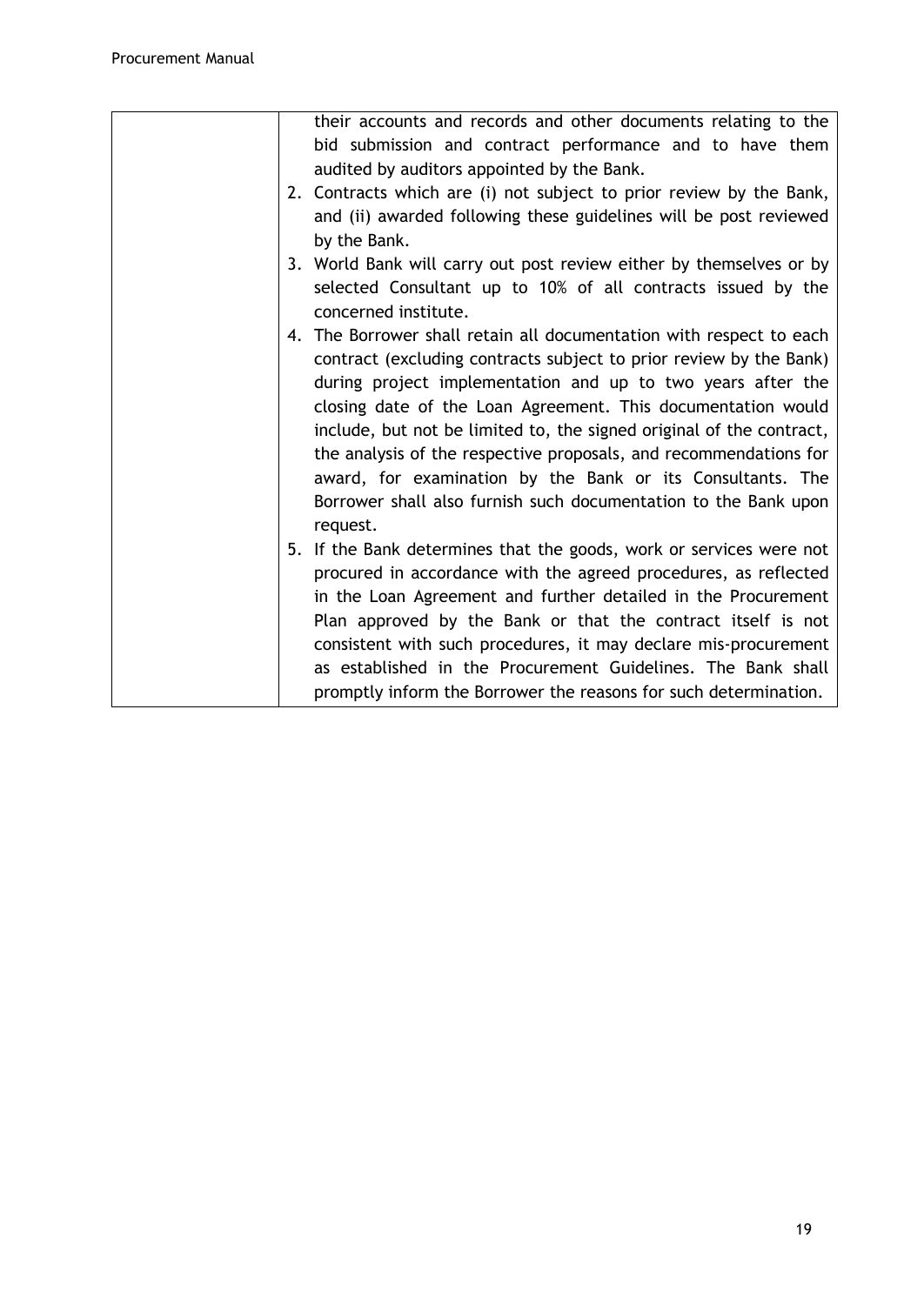| | |
|---|---|
| | their accounts and records and other documents relating to the bid submission and contract performance and to have them audited by auditors appointed by the Bank.<br>2. Contracts which are (i) not subject to prior review by the Bank, and (ii) awarded following these guidelines will be post reviewed by the Bank.<br>3. World Bank will carry out post review either by themselves or by selected Consultant up to 10% of all contracts issued by the concerned institute.<br>4. The Borrower shall retain all documentation with respect to each contract (excluding contracts subject to prior review by the Bank) during project implementation and up to two years after the closing date of the Loan Agreement. This documentation would include, but not be limited to, the signed original of the contract, the analysis of the respective proposals, and recommendations for award, for examination by the Bank or its Consultants. The Borrower shall also furnish such documentation to the Bank upon request.<br>5. If the Bank determines that the goods, work or services were not procured in accordance with the agreed procedures, as reflected in the Loan Agreement and further detailed in the Procurement Plan approved by the Bank or that the contract itself is not consistent with such procedures, it may declare mis-procurement as established in the Procurement Guidelines. The Bank shall promptly inform the Borrower the reasons for such determination. |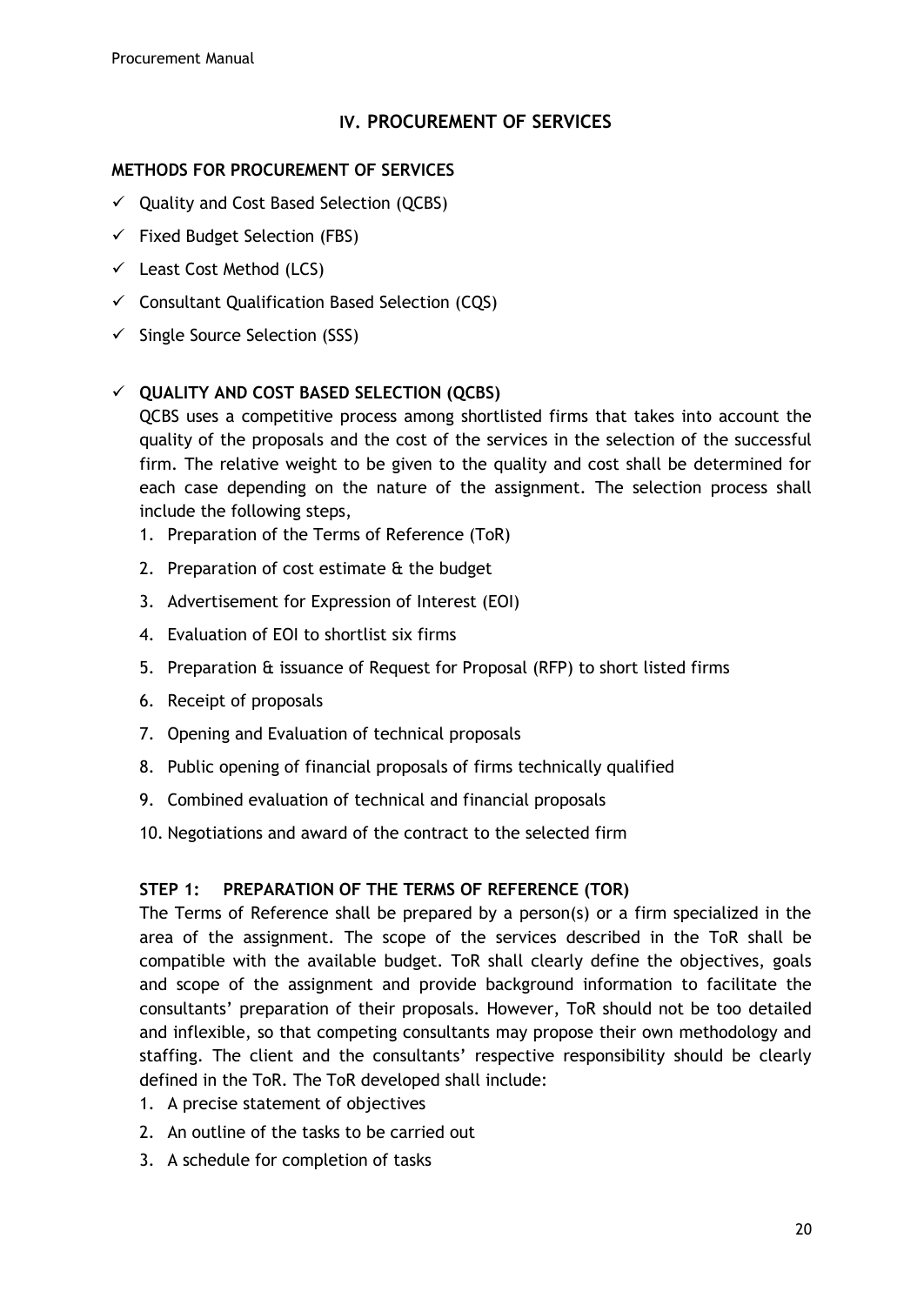## IV. PROCUREMENT OF SERVICES

### METHODS FOR PROCUREMENT OF SERVICES

- ✓ Quality and Cost Based Selection (QCBS)
- ✓ Fixed Budget Selection (FBS)
- ✓ Least Cost Method (LCS)
- ✓ Consultant Qualification Based Selection (CQS)
- ✓ Single Source Selection (SSS)

### ✓ QUALITY AND COST BASED SELECTION (QCBS)

QCBS uses a competitive process among shortlisted firms that takes into account the quality of the proposals and the cost of the services in the selection of the successful firm. The relative weight to be given to the quality and cost shall be determined for each case depending on the nature of the assignment. The selection process shall include the following steps,

1. Preparation of the Terms of Reference (ToR)
2. Preparation of cost estimate & the budget
3. Advertisement for Expression of Interest (EOI)
4. Evaluation of EOI to shortlist six firms
5. Preparation & issuance of Request for Proposal (RFP) to short listed firms
6. Receipt of proposals
7. Opening and Evaluation of technical proposals
8. Public opening of financial proposals of firms technically qualified
9. Combined evaluation of technical and financial proposals
10. Negotiations and award of the contract to the selected firm

#### STEP 1: PREPARATION OF THE TERMS OF REFERENCE (TOR)

The Terms of Reference shall be prepared by a person(s) or a firm specialized in the area of the assignment. The scope of the services described in the ToR shall be compatible with the available budget. ToR shall clearly define the objectives, goals and scope of the assignment and provide background information to facilitate the consultants' preparation of their proposals. However, ToR should not be too detailed and inflexible, so that competing consultants may propose their own methodology and staffing. The client and the consultants' respective responsibility should be clearly defined in the ToR. The ToR developed shall include:

1. A precise statement of objectives
2. An outline of the tasks to be carried out
3. A schedule for completion of tasks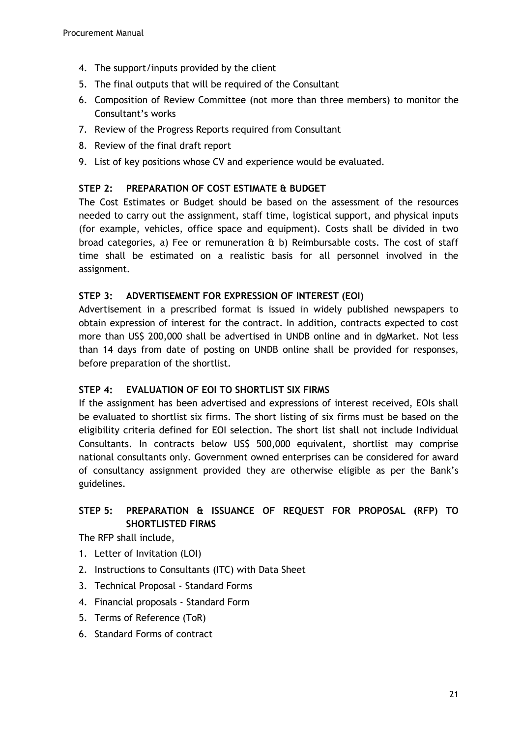4. The support/inputs provided by the client
5. The final outputs that will be required of the Consultant
6. Composition of Review Committee (not more than three members) to monitor the Consultant's works
7. Review of the Progress Reports required from Consultant
8. Review of the final draft report
9. List of key positions whose CV and experience would be evaluated.

### STEP 2: PREPARATION OF COST ESTIMATE & BUDGET

The Cost Estimates or Budget should be based on the assessment of the resources needed to carry out the assignment, staff time, logistical support, and physical inputs (for example, vehicles, office space and equipment). Costs shall be divided in two broad categories, a) Fee or remuneration & b) Reimbursable costs. The cost of staff time shall be estimated on a realistic basis for all personnel involved in the assignment.

### STEP 3: ADVERTISEMENT FOR EXPRESSION OF INTEREST (EOI)

Advertisement in a prescribed format is issued in widely published newspapers to obtain expression of interest for the contract. In addition, contracts expected to cost more than US$ 200,000 shall be advertised in UNDB online and in dgMarket. Not less than 14 days from date of posting on UNDB online shall be provided for responses, before preparation of the shortlist.

### STEP 4: EVALUATION OF EOI TO SHORTLIST SIX FIRMS

If the assignment has been advertised and expressions of interest received, EOIs shall be evaluated to shortlist six firms. The short listing of six firms must be based on the eligibility criteria defined for EOI selection. The short list shall not include Individual Consultants. In contracts below US$ 500,000 equivalent, shortlist may comprise national consultants only. Government owned enterprises can be considered for award of consultancy assignment provided they are otherwise eligible as per the Bank's guidelines.

### STEP 5: PREPARATION & ISSUANCE OF REQUEST FOR PROPOSAL (RFP) TO SHORTLISTED FIRMS

The RFP shall include,

1. Letter of Invitation (LOI)
2. Instructions to Consultants (ITC) with Data Sheet
3. Technical Proposal - Standard Forms
4. Financial proposals - Standard Form
5. Terms of Reference (ToR)
6. Standard Forms of contract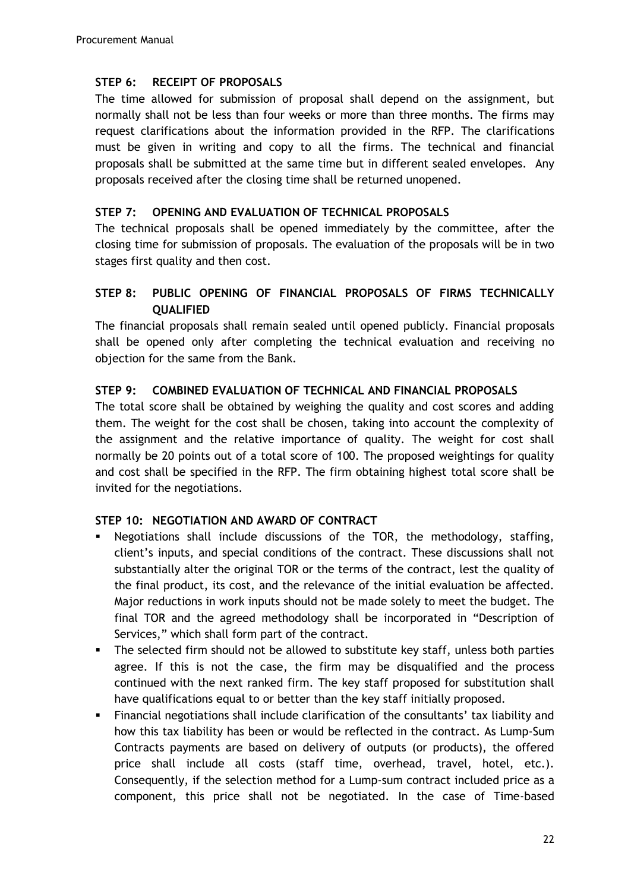### STEP 6: RECEIPT OF PROPOSALS

The time allowed for submission of proposal shall depend on the assignment, but normally shall not be less than four weeks or more than three months. The firms may request clarifications about the information provided in the RFP. The clarifications must be given in writing and copy to all the firms. The technical and financial proposals shall be submitted at the same time but in different sealed envelopes. Any proposals received after the closing time shall be returned unopened.

### STEP 7: OPENING AND EVALUATION OF TECHNICAL PROPOSALS

The technical proposals shall be opened immediately by the committee, after the closing time for submission of proposals. The evaluation of the proposals will be in two stages first quality and then cost.

### STEP 8: PUBLIC OPENING OF FINANCIAL PROPOSALS OF FIRMS TECHNICALLY QUALIFIED

The financial proposals shall remain sealed until opened publicly. Financial proposals shall be opened only after completing the technical evaluation and receiving no objection for the same from the Bank.

### STEP 9: COMBINED EVALUATION OF TECHNICAL AND FINANCIAL PROPOSALS

The total score shall be obtained by weighing the quality and cost scores and adding them. The weight for the cost shall be chosen, taking into account the complexity of the assignment and the relative importance of quality. The weight for cost shall normally be 20 points out of a total score of 100. The proposed weightings for quality and cost shall be specified in the RFP. The firm obtaining highest total score shall be invited for the negotiations.

### STEP 10: NEGOTIATION AND AWARD OF CONTRACT

- Negotiations shall include discussions of the TOR, the methodology, staffing, client's inputs, and special conditions of the contract. These discussions shall not substantially alter the original TOR or the terms of the contract, lest the quality of the final product, its cost, and the relevance of the initial evaluation be affected. Major reductions in work inputs should not be made solely to meet the budget. The final TOR and the agreed methodology shall be incorporated in "Description of Services," which shall form part of the contract.
- The selected firm should not be allowed to substitute key staff, unless both parties agree. If this is not the case, the firm may be disqualified and the process continued with the next ranked firm. The key staff proposed for substitution shall have qualifications equal to or better than the key staff initially proposed.
- Financial negotiations shall include clarification of the consultants' tax liability and how this tax liability has been or would be reflected in the contract. As Lump-Sum Contracts payments are based on delivery of outputs (or products), the offered price shall include all costs (staff time, overhead, travel, hotel, etc.). Consequently, if the selection method for a Lump-sum contract included price as a component, this price shall not be negotiated. In the case of Time-based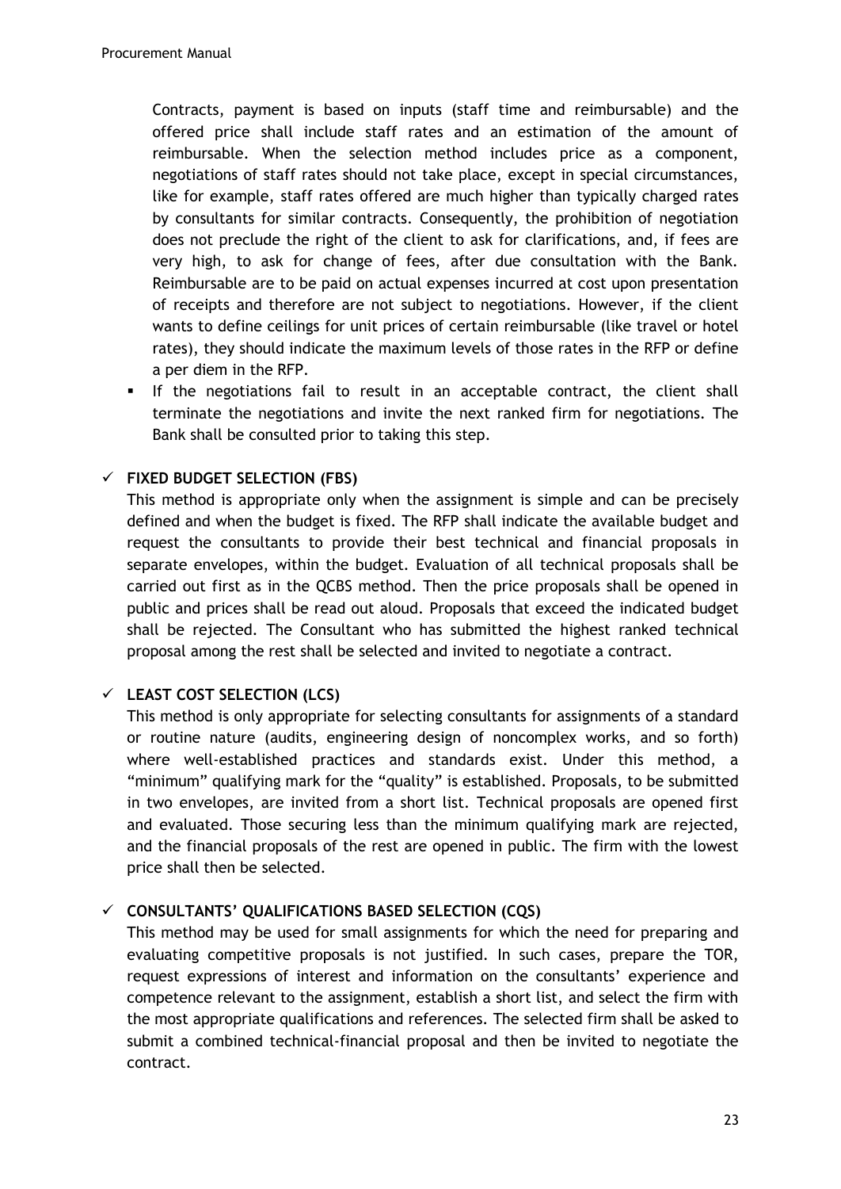Contracts, payment is based on inputs (staff time and reimbursable) and the offered price shall include staff rates and an estimation of the amount of reimbursable. When the selection method includes price as a component, negotiations of staff rates should not take place, except in special circumstances, like for example, staff rates offered are much higher than typically charged rates by consultants for similar contracts. Consequently, the prohibition of negotiation does not preclude the right of the client to ask for clarifications, and, if fees are very high, to ask for change of fees, after due consultation with the Bank. Reimbursable are to be paid on actual expenses incurred at cost upon presentation of receipts and therefore are not subject to negotiations. However, if the client wants to define ceilings for unit prices of certain reimbursable (like travel or hotel rates), they should indicate the maximum levels of those rates in the RFP or define a per diem in the RFP.

- If the negotiations fail to result in an acceptable contract, the client shall terminate the negotiations and invite the next ranked firm for negotiations. The Bank shall be consulted prior to taking this step.

✓ **FIXED BUDGET SELECTION (FBS)**

This method is appropriate only when the assignment is simple and can be precisely defined and when the budget is fixed. The RFP shall indicate the available budget and request the consultants to provide their best technical and financial proposals in separate envelopes, within the budget. Evaluation of all technical proposals shall be carried out first as in the QCBS method. Then the price proposals shall be opened in public and prices shall be read out aloud. Proposals that exceed the indicated budget shall be rejected. The Consultant who has submitted the highest ranked technical proposal among the rest shall be selected and invited to negotiate a contract.

✓ **LEAST COST SELECTION (LCS)**

This method is only appropriate for selecting consultants for assignments of a standard or routine nature (audits, engineering design of noncomplex works, and so forth) where well-established practices and standards exist. Under this method, a "minimum" qualifying mark for the "quality" is established. Proposals, to be submitted in two envelopes, are invited from a short list. Technical proposals are opened first and evaluated. Those securing less than the minimum qualifying mark are rejected, and the financial proposals of the rest are opened in public. The firm with the lowest price shall then be selected.

✓ **CONSULTANTS' QUALIFICATIONS BASED SELECTION (CQS)**

This method may be used for small assignments for which the need for preparing and evaluating competitive proposals is not justified. In such cases, prepare the TOR, request expressions of interest and information on the consultants' experience and competence relevant to the assignment, establish a short list, and select the firm with the most appropriate qualifications and references. The selected firm shall be asked to submit a combined technical-financial proposal and then be invited to negotiate the contract.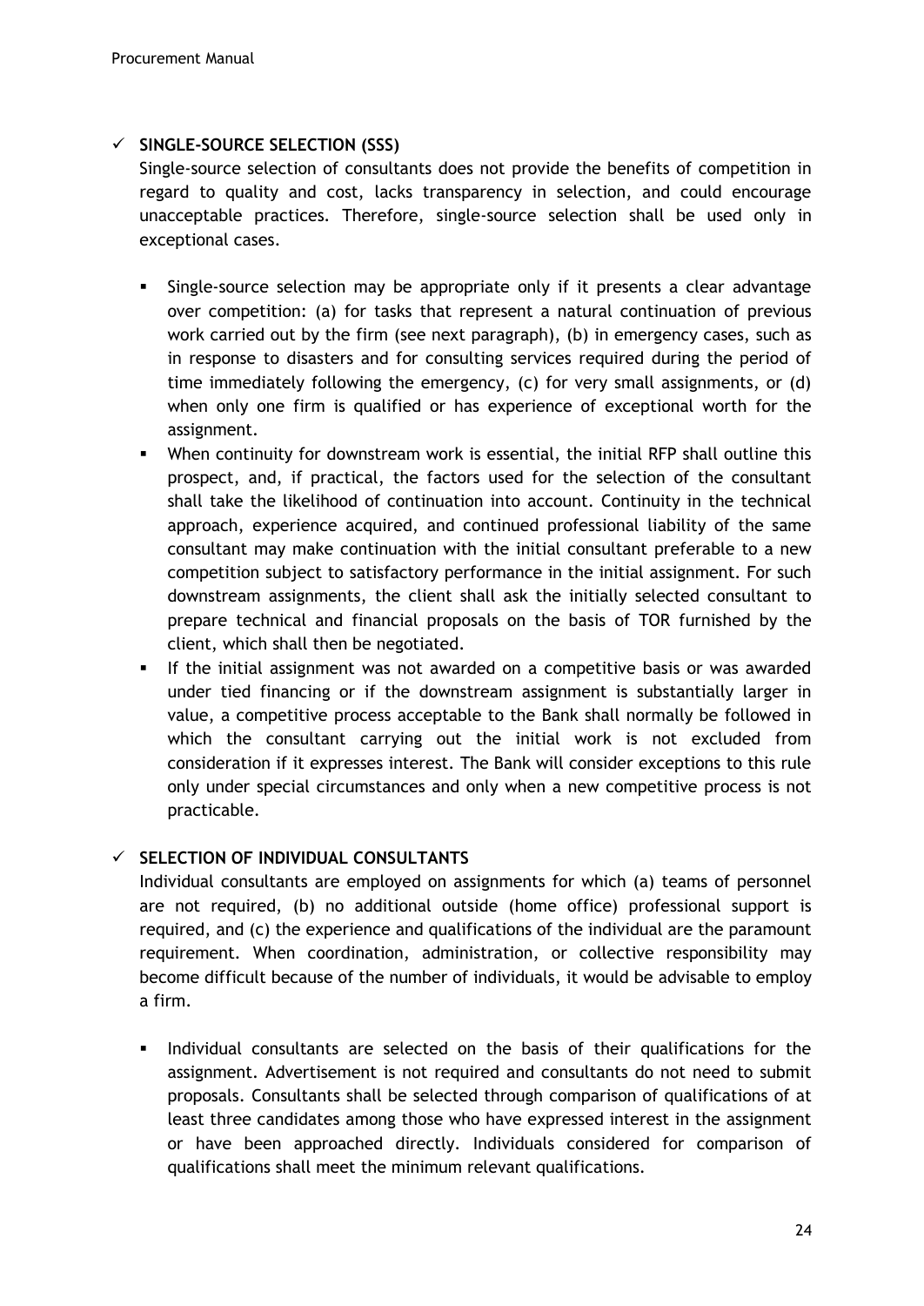## ✓ SINGLE-SOURCE SELECTION (SSS)

Single-source selection of consultants does not provide the benefits of competition in regard to quality and cost, lacks transparency in selection, and could encourage unacceptable practices. Therefore, single-source selection shall be used only in exceptional cases.

- Single-source selection may be appropriate only if it presents a clear advantage over competition: (a) for tasks that represent a natural continuation of previous work carried out by the firm (see next paragraph), (b) in emergency cases, such as in response to disasters and for consulting services required during the period of time immediately following the emergency, (c) for very small assignments, or (d) when only one firm is qualified or has experience of exceptional worth for the assignment.
- When continuity for downstream work is essential, the initial RFP shall outline this prospect, and, if practical, the factors used for the selection of the consultant shall take the likelihood of continuation into account. Continuity in the technical approach, experience acquired, and continued professional liability of the same consultant may make continuation with the initial consultant preferable to a new competition subject to satisfactory performance in the initial assignment. For such downstream assignments, the client shall ask the initially selected consultant to prepare technical and financial proposals on the basis of TOR furnished by the client, which shall then be negotiated.
- If the initial assignment was not awarded on a competitive basis or was awarded under tied financing or if the downstream assignment is substantially larger in value, a competitive process acceptable to the Bank shall normally be followed in which the consultant carrying out the initial work is not excluded from consideration if it expresses interest. The Bank will consider exceptions to this rule only under special circumstances and only when a new competitive process is not practicable.

## ✓ SELECTION OF INDIVIDUAL CONSULTANTS

Individual consultants are employed on assignments for which (a) teams of personnel are not required, (b) no additional outside (home office) professional support is required, and (c) the experience and qualifications of the individual are the paramount requirement. When coordination, administration, or collective responsibility may become difficult because of the number of individuals, it would be advisable to employ a firm.

- Individual consultants are selected on the basis of their qualifications for the assignment. Advertisement is not required and consultants do not need to submit proposals. Consultants shall be selected through comparison of qualifications of at least three candidates among those who have expressed interest in the assignment or have been approached directly. Individuals considered for comparison of qualifications shall meet the minimum relevant qualifications.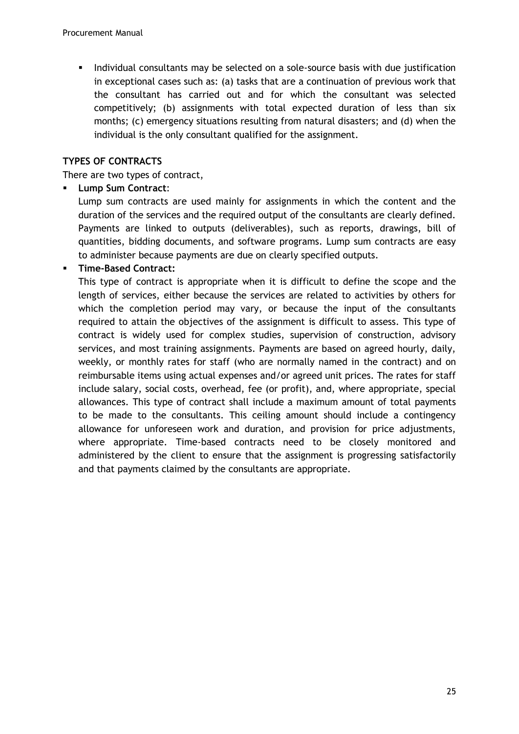- Individual consultants may be selected on a sole-source basis with due justification in exceptional cases such as: (a) tasks that are a continuation of previous work that the consultant has carried out and for which the consultant was selected competitively; (b) assignments with total expected duration of less than six months; (c) emergency situations resulting from natural disasters; and (d) when the individual is the only consultant qualified for the assignment.

**TYPES OF CONTRACTS**

There are two types of contract,

- **Lump Sum Contract**:

  Lump sum contracts are used mainly for assignments in which the content and the duration of the services and the required output of the consultants are clearly defined. Payments are linked to outputs (deliverables), such as reports, drawings, bill of quantities, bidding documents, and software programs. Lump sum contracts are easy to administer because payments are due on clearly specified outputs.

- **Time-Based Contract:**

  This type of contract is appropriate when it is difficult to define the scope and the length of services, either because the services are related to activities by others for which the completion period may vary, or because the input of the consultants required to attain the objectives of the assignment is difficult to assess. This type of contract is widely used for complex studies, supervision of construction, advisory services, and most training assignments. Payments are based on agreed hourly, daily, weekly, or monthly rates for staff (who are normally named in the contract) and on reimbursable items using actual expenses and/or agreed unit prices. The rates for staff include salary, social costs, overhead, fee (or profit), and, where appropriate, special allowances. This type of contract shall include a maximum amount of total payments to be made to the consultants. This ceiling amount should include a contingency allowance for unforeseen work and duration, and provision for price adjustments, where appropriate. Time-based contracts need to be closely monitored and administered by the client to ensure that the assignment is progressing satisfactorily and that payments claimed by the consultants are appropriate.